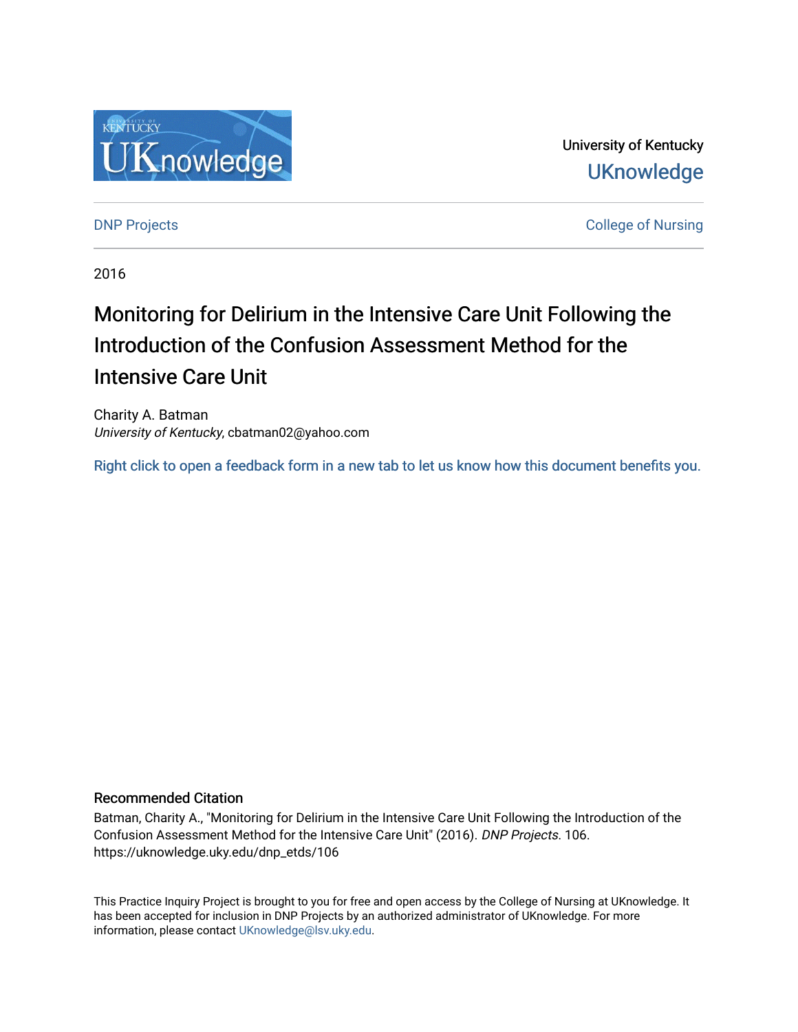University of Kentucky

UKnowledge

DNP Projects

College of Nursing

2016

# Monitoring for Delirium in the Intensive Care Unit Following the Introduction of the Confusion Assessment Method for the Intensive Care Unit

Charity A. Batman
*University of Kentucky*, cbatman02@yahoo.com

Right click to open a feedback form in a new tab to let us know how this document benefits you.

## Recommended Citation

Batman, Charity A., "Monitoring for Delirium in the Intensive Care Unit Following the Introduction of the Confusion Assessment Method for the Intensive Care Unit" (2016). *DNP Projects*. 106.
https://uknowledge.uky.edu/dnp_etds/106

This Practice Inquiry Project is brought to you for free and open access by the College of Nursing at UKnowledge. It has been accepted for inclusion in DNP Projects by an authorized administrator of UKnowledge. For more information, please contact UKnowledge@lsv.uky.edu.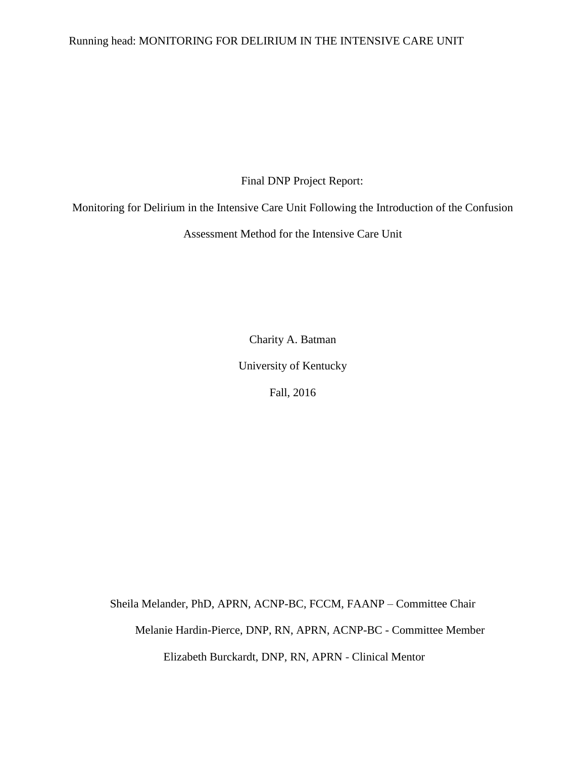Final DNP Project Report:

Monitoring for Delirium in the Intensive Care Unit Following the Introduction of the Confusion Assessment Method for the Intensive Care Unit

Charity A. Batman

University of Kentucky

Fall, 2016

Sheila Melander, PhD, APRN, ACNP-BC, FCCM, FAANP – Committee Chair

Melanie Hardin-Pierce, DNP, RN, APRN, ACNP-BC - Committee Member

Elizabeth Burckardt, DNP, RN, APRN - Clinical Mentor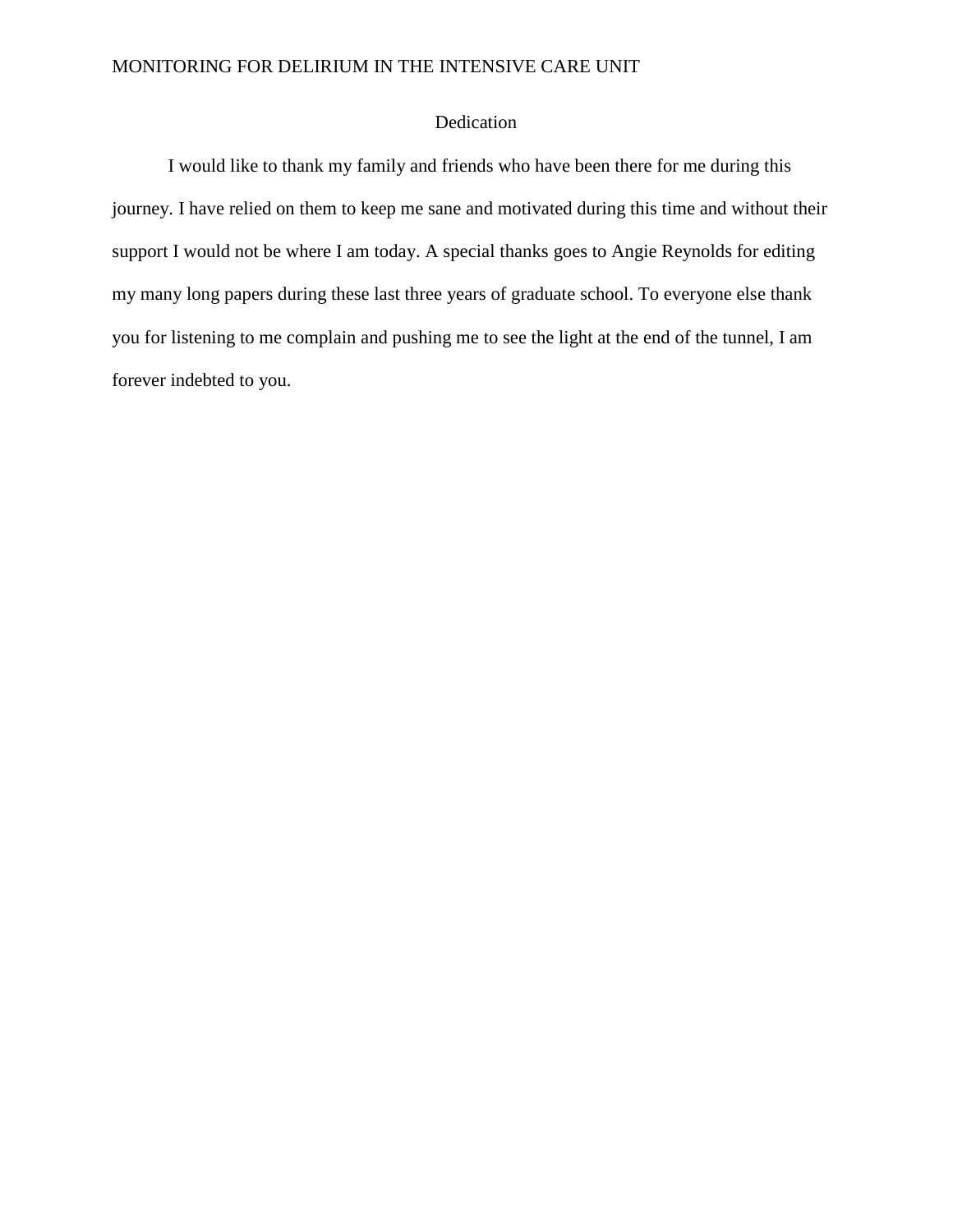# Dedication

I would like to thank my family and friends who have been there for me during this journey. I have relied on them to keep me sane and motivated during this time and without their support I would not be where I am today. A special thanks goes to Angie Reynolds for editing my many long papers during these last three years of graduate school. To everyone else thank you for listening to me complain and pushing me to see the light at the end of the tunnel, I am forever indebted to you.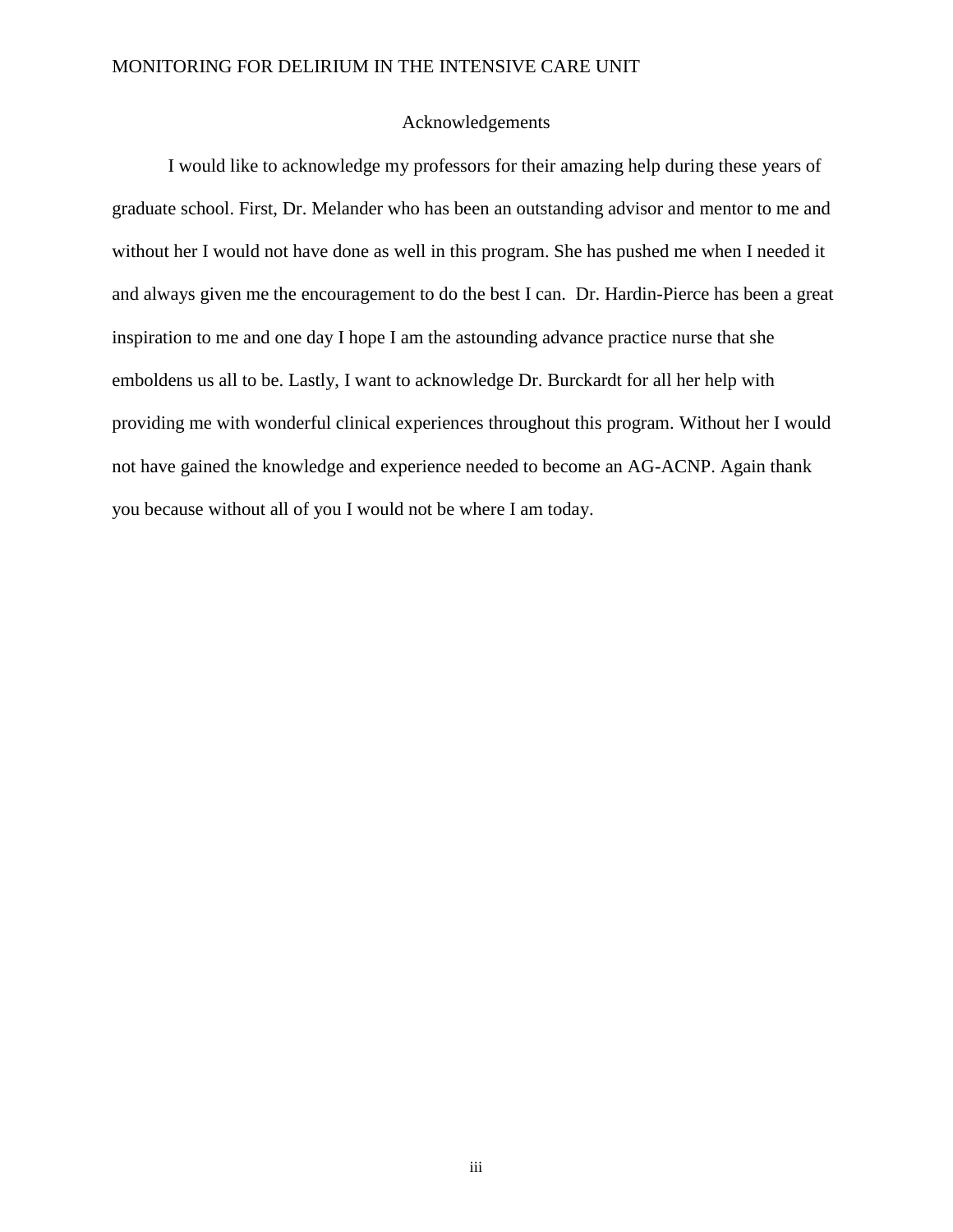# Acknowledgements

I would like to acknowledge my professors for their amazing help during these years of graduate school. First, Dr. Melander who has been an outstanding advisor and mentor to me and without her I would not have done as well in this program. She has pushed me when I needed it and always given me the encouragement to do the best I can.  Dr. Hardin-Pierce has been a great inspiration to me and one day I hope I am the astounding advance practice nurse that she emboldens us all to be. Lastly, I want to acknowledge Dr. Burckardt for all her help with providing me with wonderful clinical experiences throughout this program. Without her I would not have gained the knowledge and experience needed to become an AG-ACNP. Again thank you because without all of you I would not be where I am today.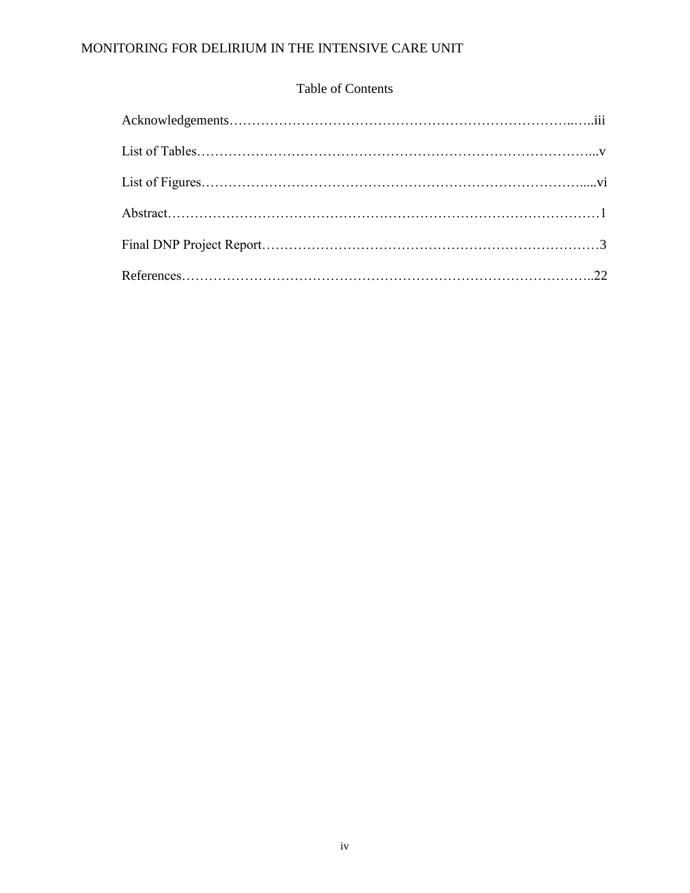# Table of Contents

Acknowledgements……………………………………………………………………..…..iii

List of Tables…………………………………………………………………………...v

List of Figures…………………………………………………………………….....vi

Abstract…………………………………………………………………………………1

Final DNP Project Report……………………………………………………………3

References……………………………………………………………………………..22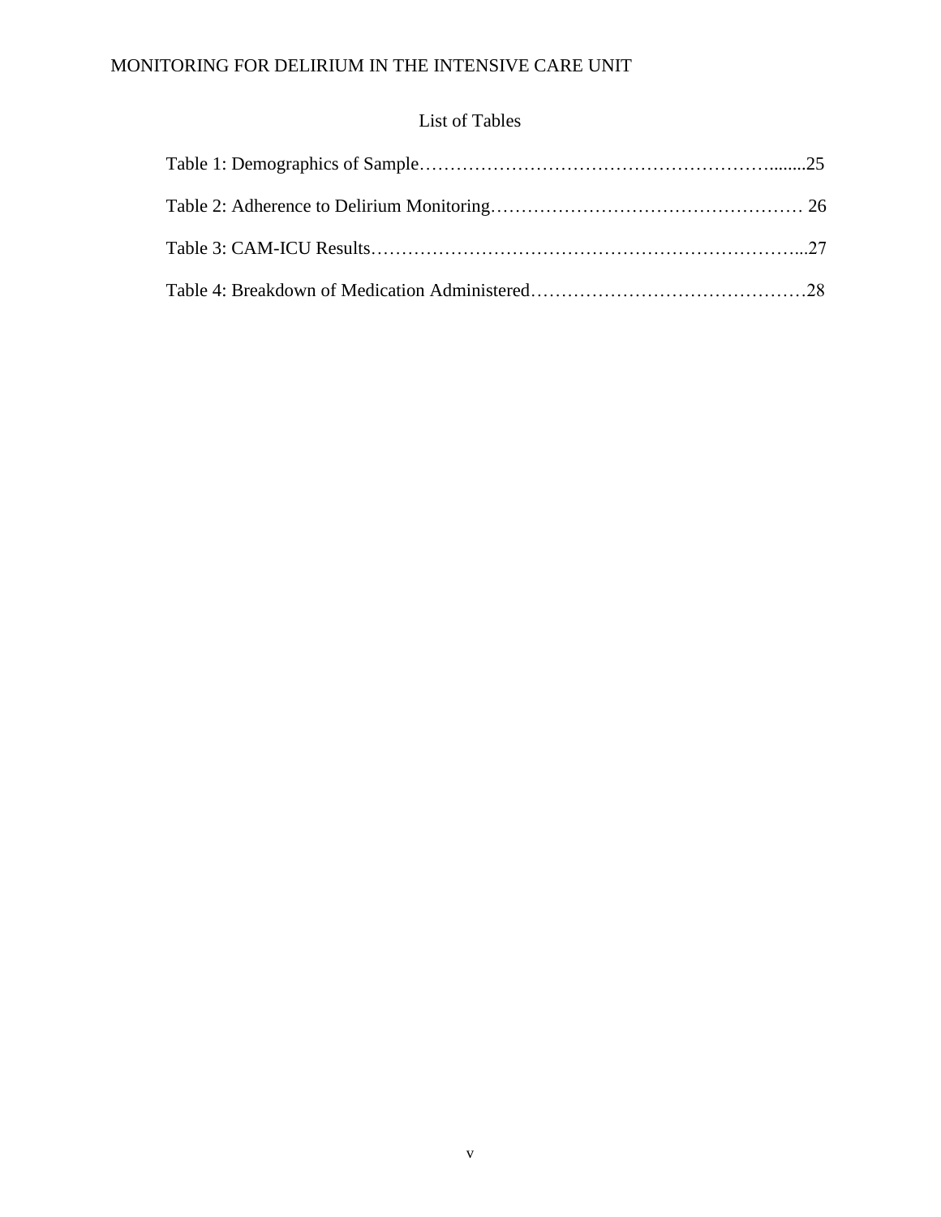## List of Tables

Table 1: Demographics of Sample……………………………………………………........25

Table 2: Adherence to Delirium Monitoring…………………………………………… 26

Table 3: CAM-ICU Results…………………………………………………………...27

Table 4: Breakdown of Medication Administered………………………………………28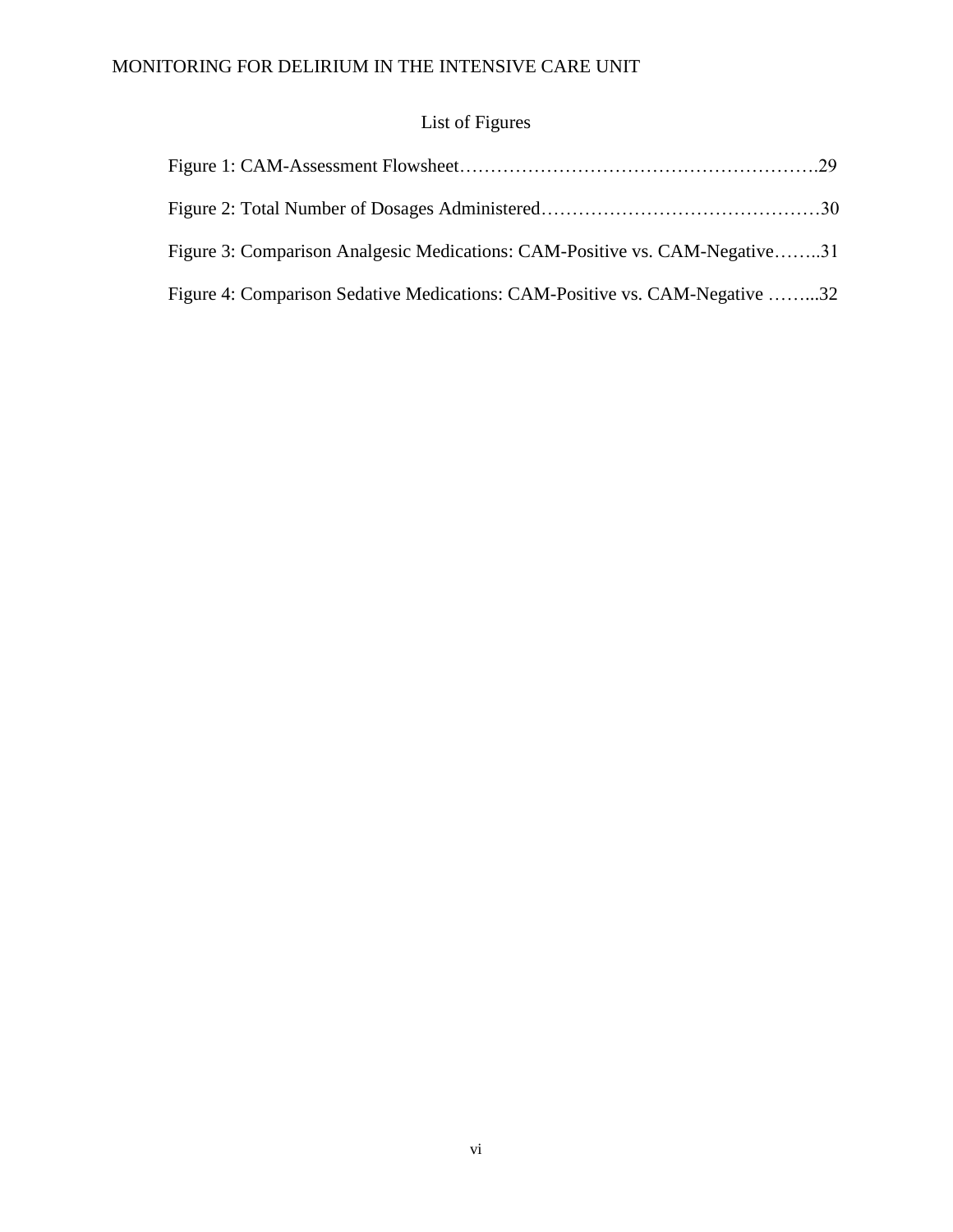# List of Figures

Figure 1: CAM-Assessment Flowsheet……………………………………………….29

Figure 2: Total Number of Dosages Administered………………………………………30

Figure 3: Comparison Analgesic Medications: CAM-Positive vs. CAM-Negative……..31

Figure 4: Comparison Sedative Medications: CAM-Positive vs. CAM-Negative ……...32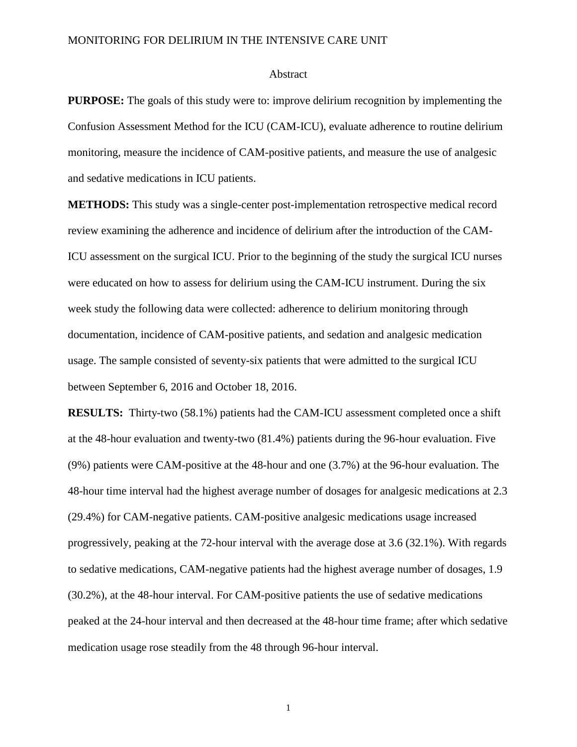## Abstract

**PURPOSE:** The goals of this study were to: improve delirium recognition by implementing the Confusion Assessment Method for the ICU (CAM-ICU), evaluate adherence to routine delirium monitoring, measure the incidence of CAM-positive patients, and measure the use of analgesic and sedative medications in ICU patients.

**METHODS:** This study was a single-center post-implementation retrospective medical record review examining the adherence and incidence of delirium after the introduction of the CAM-ICU assessment on the surgical ICU. Prior to the beginning of the study the surgical ICU nurses were educated on how to assess for delirium using the CAM-ICU instrument. During the six week study the following data were collected: adherence to delirium monitoring through documentation, incidence of CAM-positive patients, and sedation and analgesic medication usage. The sample consisted of seventy-six patients that were admitted to the surgical ICU between September 6, 2016 and October 18, 2016.

**RESULTS:** Thirty-two (58.1%) patients had the CAM-ICU assessment completed once a shift at the 48-hour evaluation and twenty-two (81.4%) patients during the 96-hour evaluation. Five (9%) patients were CAM-positive at the 48-hour and one (3.7%) at the 96-hour evaluation. The 48-hour time interval had the highest average number of dosages for analgesic medications at 2.3 (29.4%) for CAM-negative patients. CAM-positive analgesic medications usage increased progressively, peaking at the 72-hour interval with the average dose at 3.6 (32.1%). With regards to sedative medications, CAM-negative patients had the highest average number of dosages, 1.9 (30.2%), at the 48-hour interval. For CAM-positive patients the use of sedative medications peaked at the 24-hour interval and then decreased at the 48-hour time frame; after which sedative medication usage rose steadily from the 48 through 96-hour interval.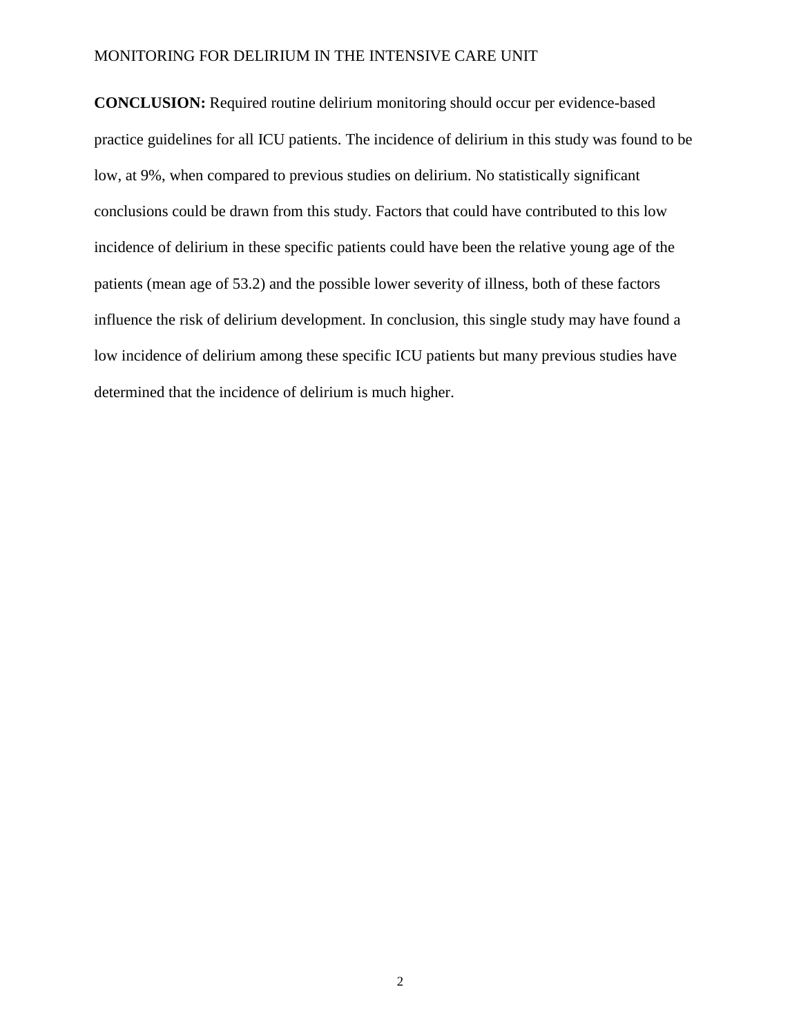**CONCLUSION:** Required routine delirium monitoring should occur per evidence-based practice guidelines for all ICU patients. The incidence of delirium in this study was found to be low, at 9%, when compared to previous studies on delirium. No statistically significant conclusions could be drawn from this study. Factors that could have contributed to this low incidence of delirium in these specific patients could have been the relative young age of the patients (mean age of 53.2) and the possible lower severity of illness, both of these factors influence the risk of delirium development. In conclusion, this single study may have found a low incidence of delirium among these specific ICU patients but many previous studies have determined that the incidence of delirium is much higher.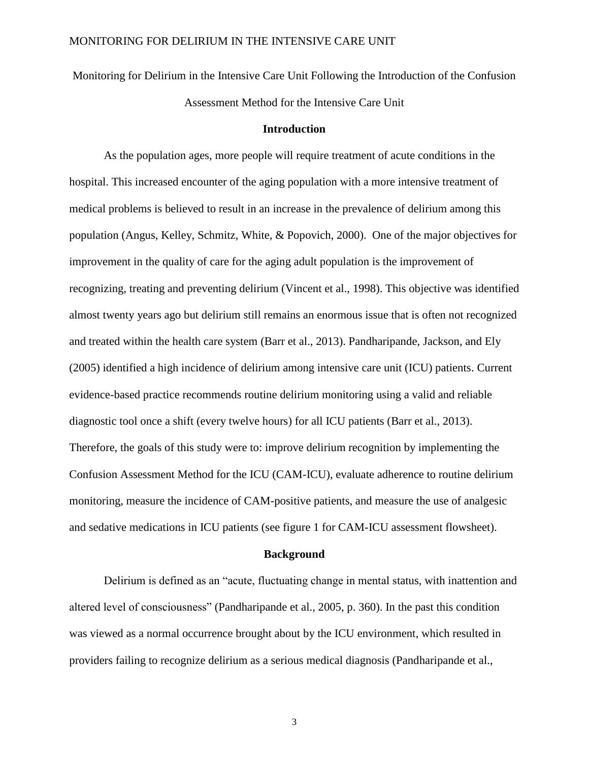Monitoring for Delirium in the Intensive Care Unit Following the Introduction of the Confusion Assessment Method for the Intensive Care Unit

## Introduction

As the population ages, more people will require treatment of acute conditions in the hospital. This increased encounter of the aging population with a more intensive treatment of medical problems is believed to result in an increase in the prevalence of delirium among this population (Angus, Kelley, Schmitz, White, & Popovich, 2000). One of the major objectives for improvement in the quality of care for the aging adult population is the improvement of recognizing, treating and preventing delirium (Vincent et al., 1998). This objective was identified almost twenty years ago but delirium still remains an enormous issue that is often not recognized and treated within the health care system (Barr et al., 2013). Pandharipande, Jackson, and Ely (2005) identified a high incidence of delirium among intensive care unit (ICU) patients. Current evidence-based practice recommends routine delirium monitoring using a valid and reliable diagnostic tool once a shift (every twelve hours) for all ICU patients (Barr et al., 2013). Therefore, the goals of this study were to: improve delirium recognition by implementing the Confusion Assessment Method for the ICU (CAM-ICU), evaluate adherence to routine delirium monitoring, measure the incidence of CAM-positive patients, and measure the use of analgesic and sedative medications in ICU patients (see figure 1 for CAM-ICU assessment flowsheet).

## Background

Delirium is defined as an "acute, fluctuating change in mental status, with inattention and altered level of consciousness" (Pandharipande et al., 2005, p. 360). In the past this condition was viewed as a normal occurrence brought about by the ICU environment, which resulted in providers failing to recognize delirium as a serious medical diagnosis (Pandharipande et al.,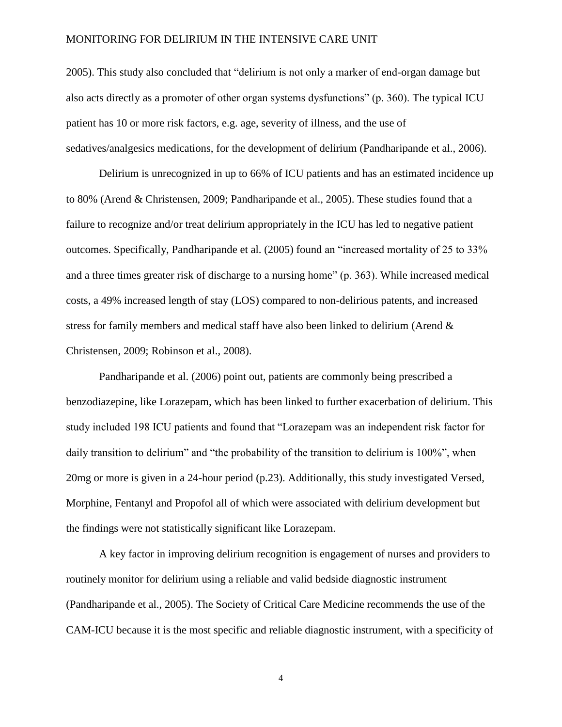2005). This study also concluded that "delirium is not only a marker of end-organ damage but also acts directly as a promoter of other organ systems dysfunctions" (p. 360). The typical ICU patient has 10 or more risk factors, e.g. age, severity of illness, and the use of sedatives/analgesics medications, for the development of delirium (Pandharipande et al., 2006).

Delirium is unrecognized in up to 66% of ICU patients and has an estimated incidence up to 80% (Arend & Christensen, 2009; Pandharipande et al., 2005). These studies found that a failure to recognize and/or treat delirium appropriately in the ICU has led to negative patient outcomes. Specifically, Pandharipande et al. (2005) found an "increased mortality of 25 to 33% and a three times greater risk of discharge to a nursing home" (p. 363). While increased medical costs, a 49% increased length of stay (LOS) compared to non-delirious patents, and increased stress for family members and medical staff have also been linked to delirium (Arend & Christensen, 2009; Robinson et al., 2008).

Pandharipande et al. (2006) point out, patients are commonly being prescribed a benzodiazepine, like Lorazepam, which has been linked to further exacerbation of delirium. This study included 198 ICU patients and found that "Lorazepam was an independent risk factor for daily transition to delirium" and "the probability of the transition to delirium is 100%", when 20mg or more is given in a 24-hour period (p.23). Additionally, this study investigated Versed, Morphine, Fentanyl and Propofol all of which were associated with delirium development but the findings were not statistically significant like Lorazepam.

A key factor in improving delirium recognition is engagement of nurses and providers to routinely monitor for delirium using a reliable and valid bedside diagnostic instrument (Pandharipande et al., 2005). The Society of Critical Care Medicine recommends the use of the CAM-ICU because it is the most specific and reliable diagnostic instrument, with a specificity of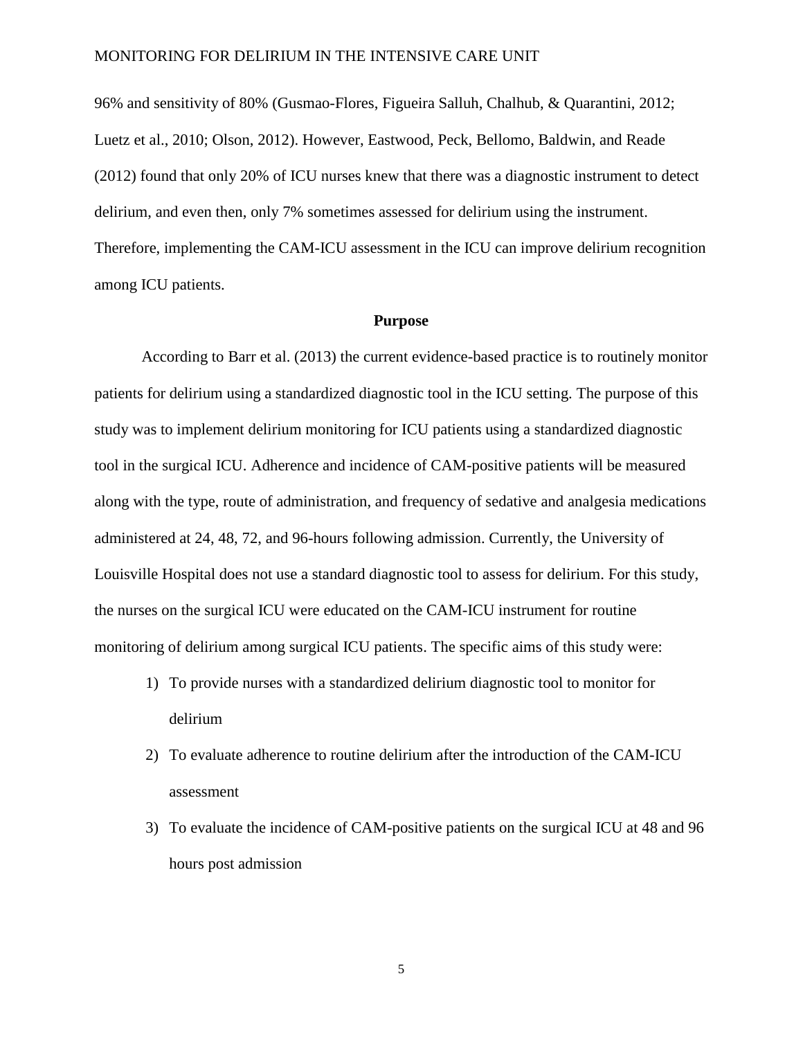96% and sensitivity of 80% (Gusmao-Flores, Figueira Salluh, Chalhub, & Quarantini, 2012; Luetz et al., 2010; Olson, 2012). However, Eastwood, Peck, Bellomo, Baldwin, and Reade (2012) found that only 20% of ICU nurses knew that there was a diagnostic instrument to detect delirium, and even then, only 7% sometimes assessed for delirium using the instrument. Therefore, implementing the CAM-ICU assessment in the ICU can improve delirium recognition among ICU patients.

## Purpose

According to Barr et al. (2013) the current evidence-based practice is to routinely monitor patients for delirium using a standardized diagnostic tool in the ICU setting. The purpose of this study was to implement delirium monitoring for ICU patients using a standardized diagnostic tool in the surgical ICU. Adherence and incidence of CAM-positive patients will be measured along with the type, route of administration, and frequency of sedative and analgesia medications administered at 24, 48, 72, and 96-hours following admission. Currently, the University of Louisville Hospital does not use a standard diagnostic tool to assess for delirium. For this study, the nurses on the surgical ICU were educated on the CAM-ICU instrument for routine monitoring of delirium among surgical ICU patients. The specific aims of this study were:

1) To provide nurses with a standardized delirium diagnostic tool to monitor for delirium
2) To evaluate adherence to routine delirium after the introduction of the CAM-ICU assessment
3) To evaluate the incidence of CAM-positive patients on the surgical ICU at 48 and 96 hours post admission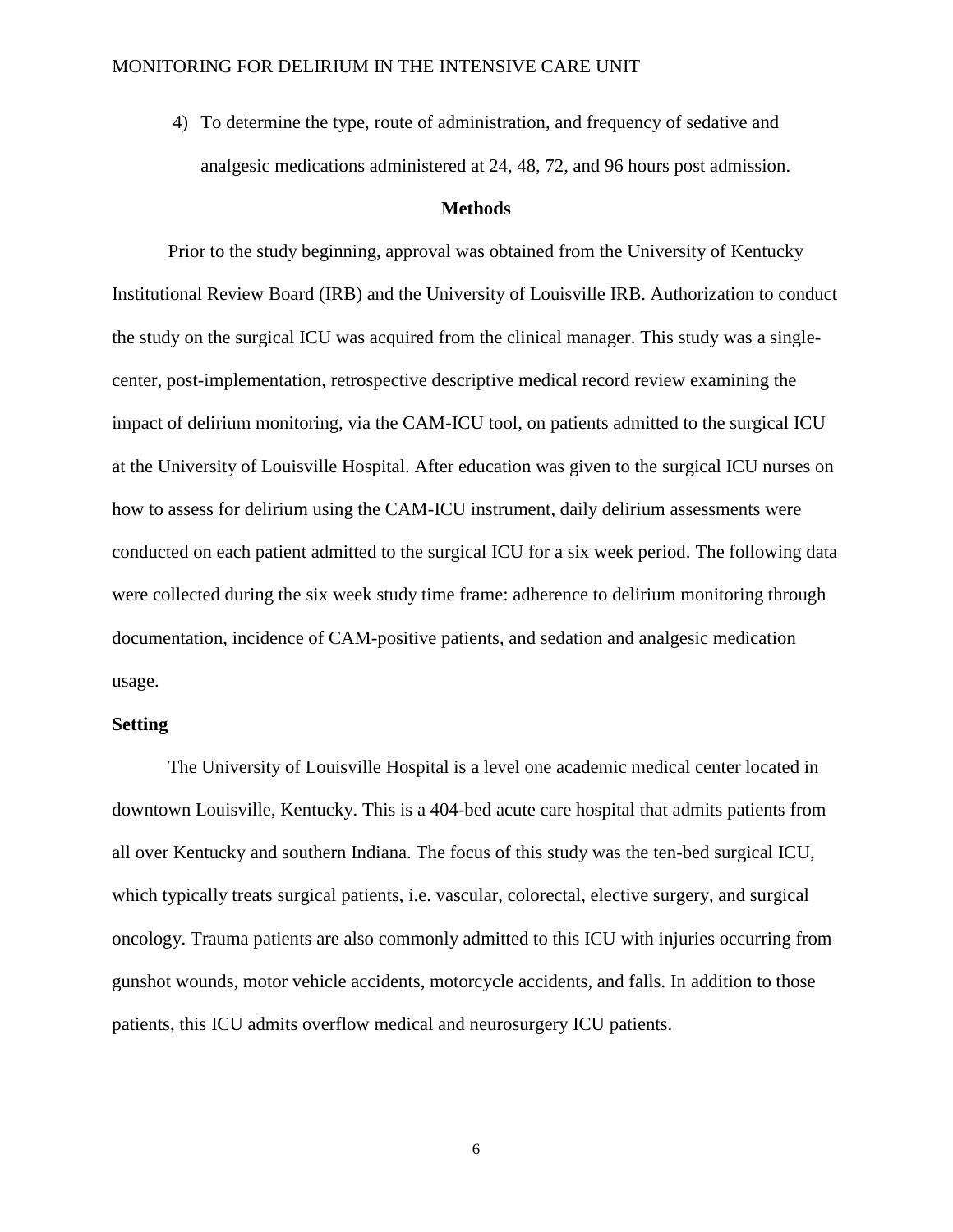4) To determine the type, route of administration, and frequency of sedative and analgesic medications administered at 24, 48, 72, and 96 hours post admission.

## Methods

Prior to the study beginning, approval was obtained from the University of Kentucky Institutional Review Board (IRB) and the University of Louisville IRB. Authorization to conduct the study on the surgical ICU was acquired from the clinical manager. This study was a single-center, post-implementation, retrospective descriptive medical record review examining the impact of delirium monitoring, via the CAM-ICU tool, on patients admitted to the surgical ICU at the University of Louisville Hospital. After education was given to the surgical ICU nurses on how to assess for delirium using the CAM-ICU instrument, daily delirium assessments were conducted on each patient admitted to the surgical ICU for a six week period. The following data were collected during the six week study time frame: adherence to delirium monitoring through documentation, incidence of CAM-positive patients, and sedation and analgesic medication usage.

### Setting

The University of Louisville Hospital is a level one academic medical center located in downtown Louisville, Kentucky. This is a 404-bed acute care hospital that admits patients from all over Kentucky and southern Indiana. The focus of this study was the ten-bed surgical ICU, which typically treats surgical patients, i.e. vascular, colorectal, elective surgery, and surgical oncology. Trauma patients are also commonly admitted to this ICU with injuries occurring from gunshot wounds, motor vehicle accidents, motorcycle accidents, and falls. In addition to those patients, this ICU admits overflow medical and neurosurgery ICU patients.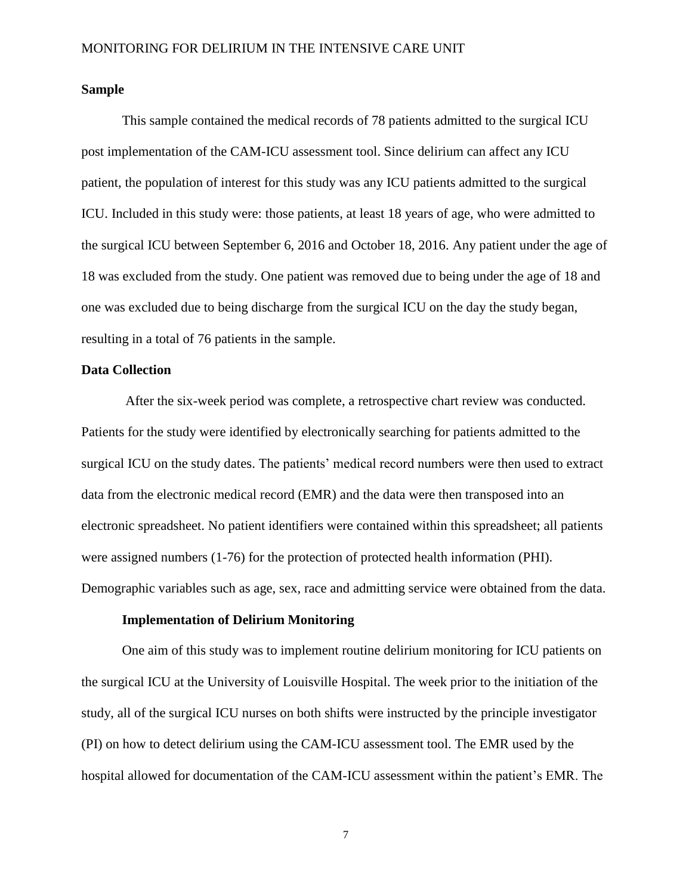## Sample

This sample contained the medical records of 78 patients admitted to the surgical ICU post implementation of the CAM-ICU assessment tool. Since delirium can affect any ICU patient, the population of interest for this study was any ICU patients admitted to the surgical ICU. Included in this study were: those patients, at least 18 years of age, who were admitted to the surgical ICU between September 6, 2016 and October 18, 2016. Any patient under the age of 18 was excluded from the study. One patient was removed due to being under the age of 18 and one was excluded due to being discharge from the surgical ICU on the day the study began, resulting in a total of 76 patients in the sample.

## Data Collection

After the six-week period was complete, a retrospective chart review was conducted. Patients for the study were identified by electronically searching for patients admitted to the surgical ICU on the study dates. The patients' medical record numbers were then used to extract data from the electronic medical record (EMR) and the data were then transposed into an electronic spreadsheet. No patient identifiers were contained within this spreadsheet; all patients were assigned numbers (1-76) for the protection of protected health information (PHI). Demographic variables such as age, sex, race and admitting service were obtained from the data.

### Implementation of Delirium Monitoring

One aim of this study was to implement routine delirium monitoring for ICU patients on the surgical ICU at the University of Louisville Hospital. The week prior to the initiation of the study, all of the surgical ICU nurses on both shifts were instructed by the principle investigator (PI) on how to detect delirium using the CAM-ICU assessment tool. The EMR used by the hospital allowed for documentation of the CAM-ICU assessment within the patient's EMR. The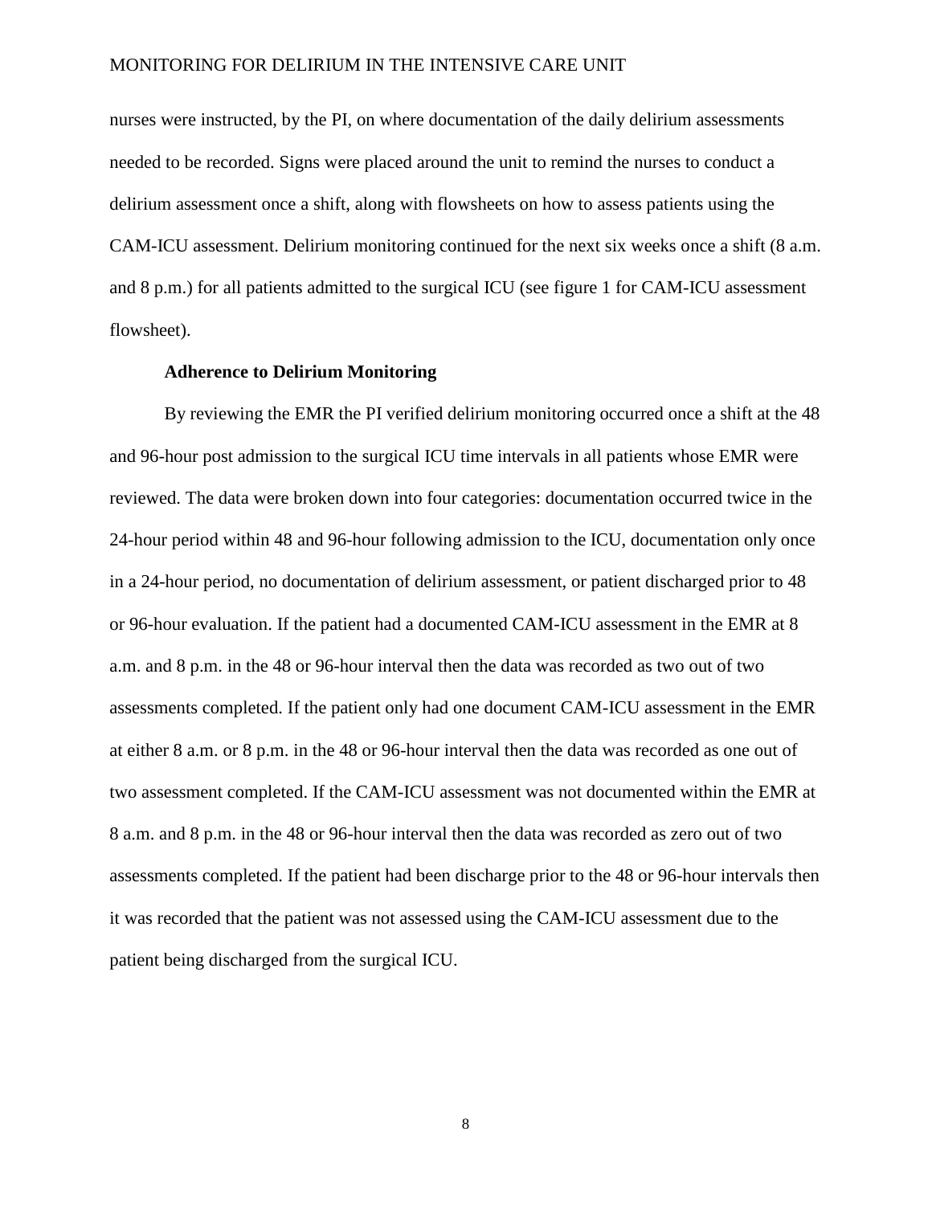nurses were instructed, by the PI, on where documentation of the daily delirium assessments needed to be recorded. Signs were placed around the unit to remind the nurses to conduct a delirium assessment once a shift, along with flowsheets on how to assess patients using the CAM-ICU assessment. Delirium monitoring continued for the next six weeks once a shift (8 a.m. and 8 p.m.) for all patients admitted to the surgical ICU (see figure 1 for CAM-ICU assessment flowsheet).

### Adherence to Delirium Monitoring

By reviewing the EMR the PI verified delirium monitoring occurred once a shift at the 48 and 96-hour post admission to the surgical ICU time intervals in all patients whose EMR were reviewed. The data were broken down into four categories: documentation occurred twice in the 24-hour period within 48 and 96-hour following admission to the ICU, documentation only once in a 24-hour period, no documentation of delirium assessment, or patient discharged prior to 48 or 96-hour evaluation. If the patient had a documented CAM-ICU assessment in the EMR at 8 a.m. and 8 p.m. in the 48 or 96-hour interval then the data was recorded as two out of two assessments completed. If the patient only had one document CAM-ICU assessment in the EMR at either 8 a.m. or 8 p.m. in the 48 or 96-hour interval then the data was recorded as one out of two assessment completed. If the CAM-ICU assessment was not documented within the EMR at 8 a.m. and 8 p.m. in the 48 or 96-hour interval then the data was recorded as zero out of two assessments completed. If the patient had been discharge prior to the 48 or 96-hour intervals then it was recorded that the patient was not assessed using the CAM-ICU assessment due to the patient being discharged from the surgical ICU.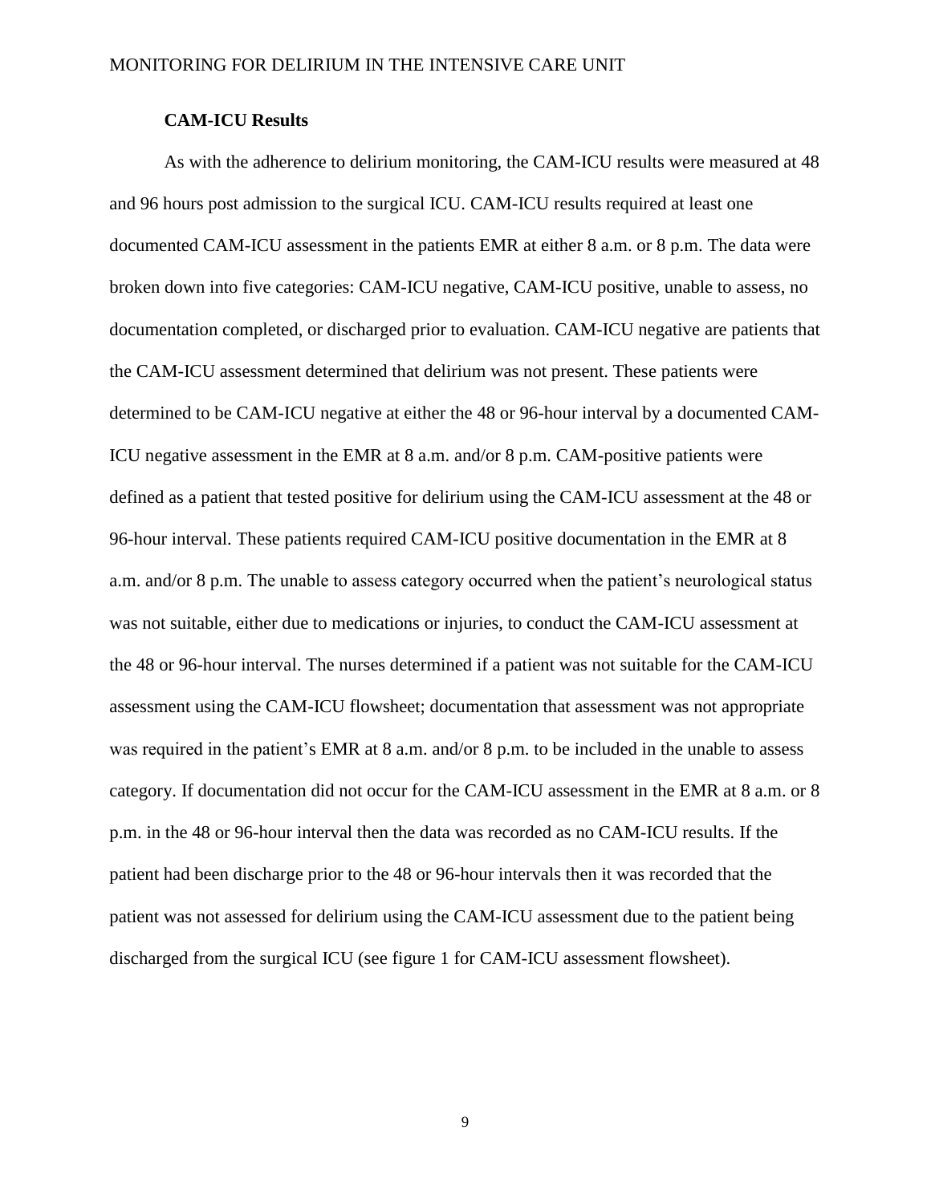### CAM-ICU Results

As with the adherence to delirium monitoring, the CAM-ICU results were measured at 48 and 96 hours post admission to the surgical ICU. CAM-ICU results required at least one documented CAM-ICU assessment in the patients EMR at either 8 a.m. or 8 p.m. The data were broken down into five categories: CAM-ICU negative, CAM-ICU positive, unable to assess, no documentation completed, or discharged prior to evaluation. CAM-ICU negative are patients that the CAM-ICU assessment determined that delirium was not present. These patients were determined to be CAM-ICU negative at either the 48 or 96-hour interval by a documented CAM-ICU negative assessment in the EMR at 8 a.m. and/or 8 p.m. CAM-positive patients were defined as a patient that tested positive for delirium using the CAM-ICU assessment at the 48 or 96-hour interval. These patients required CAM-ICU positive documentation in the EMR at 8 a.m. and/or 8 p.m. The unable to assess category occurred when the patient's neurological status was not suitable, either due to medications or injuries, to conduct the CAM-ICU assessment at the 48 or 96-hour interval. The nurses determined if a patient was not suitable for the CAM-ICU assessment using the CAM-ICU flowsheet; documentation that assessment was not appropriate was required in the patient's EMR at 8 a.m. and/or 8 p.m. to be included in the unable to assess category. If documentation did not occur for the CAM-ICU assessment in the EMR at 8 a.m. or 8 p.m. in the 48 or 96-hour interval then the data was recorded as no CAM-ICU results. If the patient had been discharge prior to the 48 or 96-hour intervals then it was recorded that the patient was not assessed for delirium using the CAM-ICU assessment due to the patient being discharged from the surgical ICU (see figure 1 for CAM-ICU assessment flowsheet).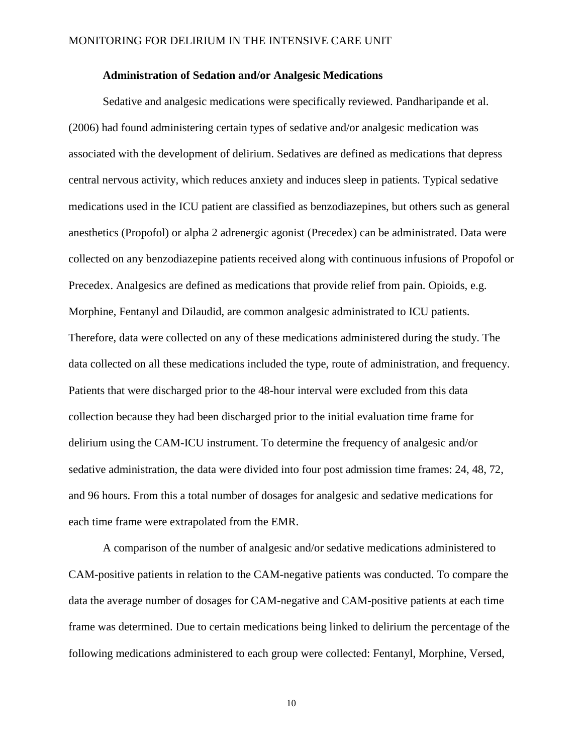### Administration of Sedation and/or Analgesic Medications

Sedative and analgesic medications were specifically reviewed. Pandharipande et al. (2006) had found administering certain types of sedative and/or analgesic medication was associated with the development of delirium. Sedatives are defined as medications that depress central nervous activity, which reduces anxiety and induces sleep in patients. Typical sedative medications used in the ICU patient are classified as benzodiazepines, but others such as general anesthetics (Propofol) or alpha 2 adrenergic agonist (Precedex) can be administrated. Data were collected on any benzodiazepine patients received along with continuous infusions of Propofol or Precedex. Analgesics are defined as medications that provide relief from pain. Opioids, e.g. Morphine, Fentanyl and Dilaudid, are common analgesic administrated to ICU patients. Therefore, data were collected on any of these medications administered during the study. The data collected on all these medications included the type, route of administration, and frequency. Patients that were discharged prior to the 48-hour interval were excluded from this data collection because they had been discharged prior to the initial evaluation time frame for delirium using the CAM-ICU instrument. To determine the frequency of analgesic and/or sedative administration, the data were divided into four post admission time frames: 24, 48, 72, and 96 hours. From this a total number of dosages for analgesic and sedative medications for each time frame were extrapolated from the EMR.

A comparison of the number of analgesic and/or sedative medications administered to CAM-positive patients in relation to the CAM-negative patients was conducted. To compare the data the average number of dosages for CAM-negative and CAM-positive patients at each time frame was determined. Due to certain medications being linked to delirium the percentage of the following medications administered to each group were collected: Fentanyl, Morphine, Versed,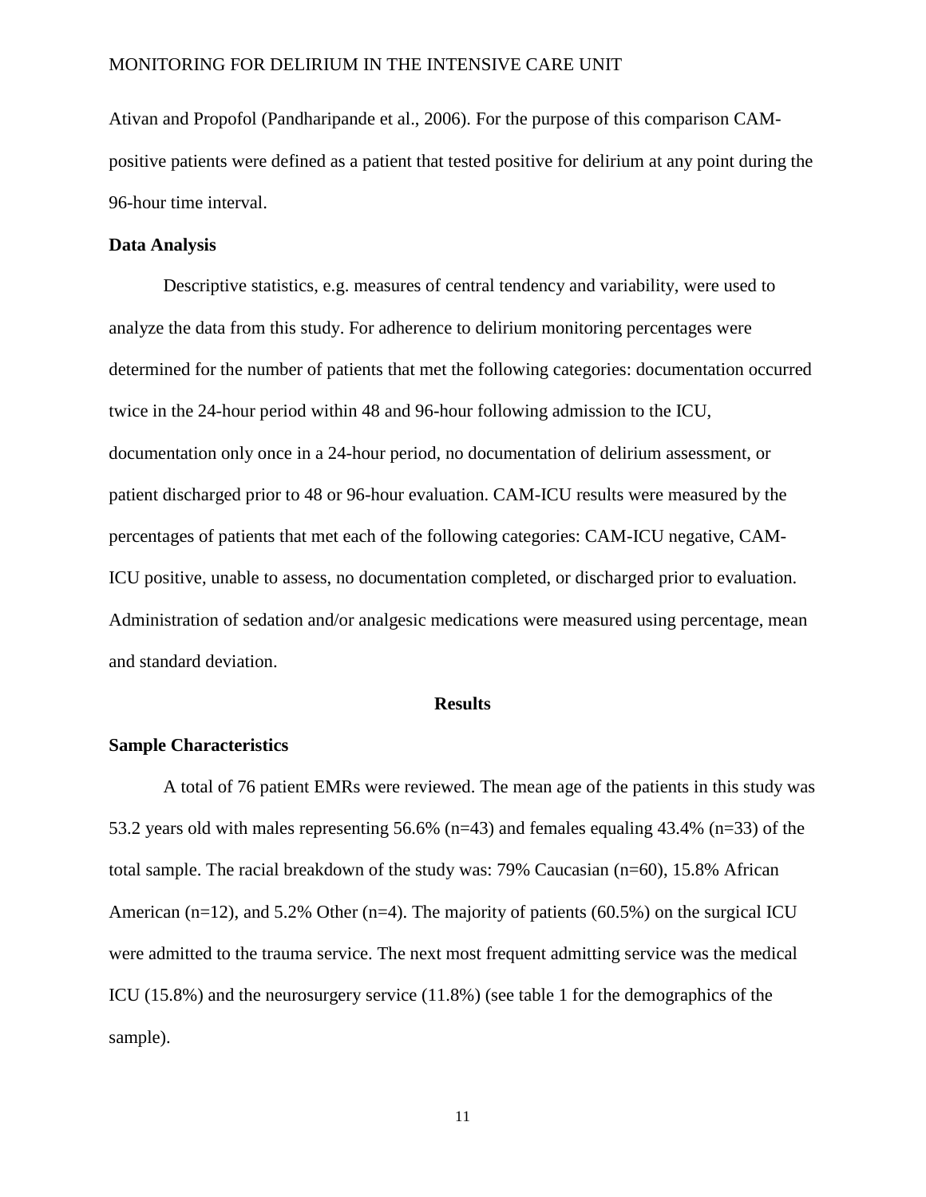Ativan and Propofol (Pandharipande et al., 2006). For the purpose of this comparison CAM-positive patients were defined as a patient that tested positive for delirium at any point during the 96-hour time interval.

**Data Analysis**

Descriptive statistics, e.g. measures of central tendency and variability, were used to analyze the data from this study. For adherence to delirium monitoring percentages were determined for the number of patients that met the following categories: documentation occurred twice in the 24-hour period within 48 and 96-hour following admission to the ICU, documentation only once in a 24-hour period, no documentation of delirium assessment, or patient discharged prior to 48 or 96-hour evaluation. CAM-ICU results were measured by the percentages of patients that met each of the following categories: CAM-ICU negative, CAM-ICU positive, unable to assess, no documentation completed, or discharged prior to evaluation. Administration of sedation and/or analgesic medications were measured using percentage, mean and standard deviation.

## Results

**Sample Characteristics**

A total of 76 patient EMRs were reviewed. The mean age of the patients in this study was 53.2 years old with males representing 56.6% (n=43) and females equaling 43.4% (n=33) of the total sample. The racial breakdown of the study was: 79% Caucasian (n=60), 15.8% African American (n=12), and 5.2% Other (n=4). The majority of patients (60.5%) on the surgical ICU were admitted to the trauma service. The next most frequent admitting service was the medical ICU (15.8%) and the neurosurgery service (11.8%) (see table 1 for the demographics of the sample).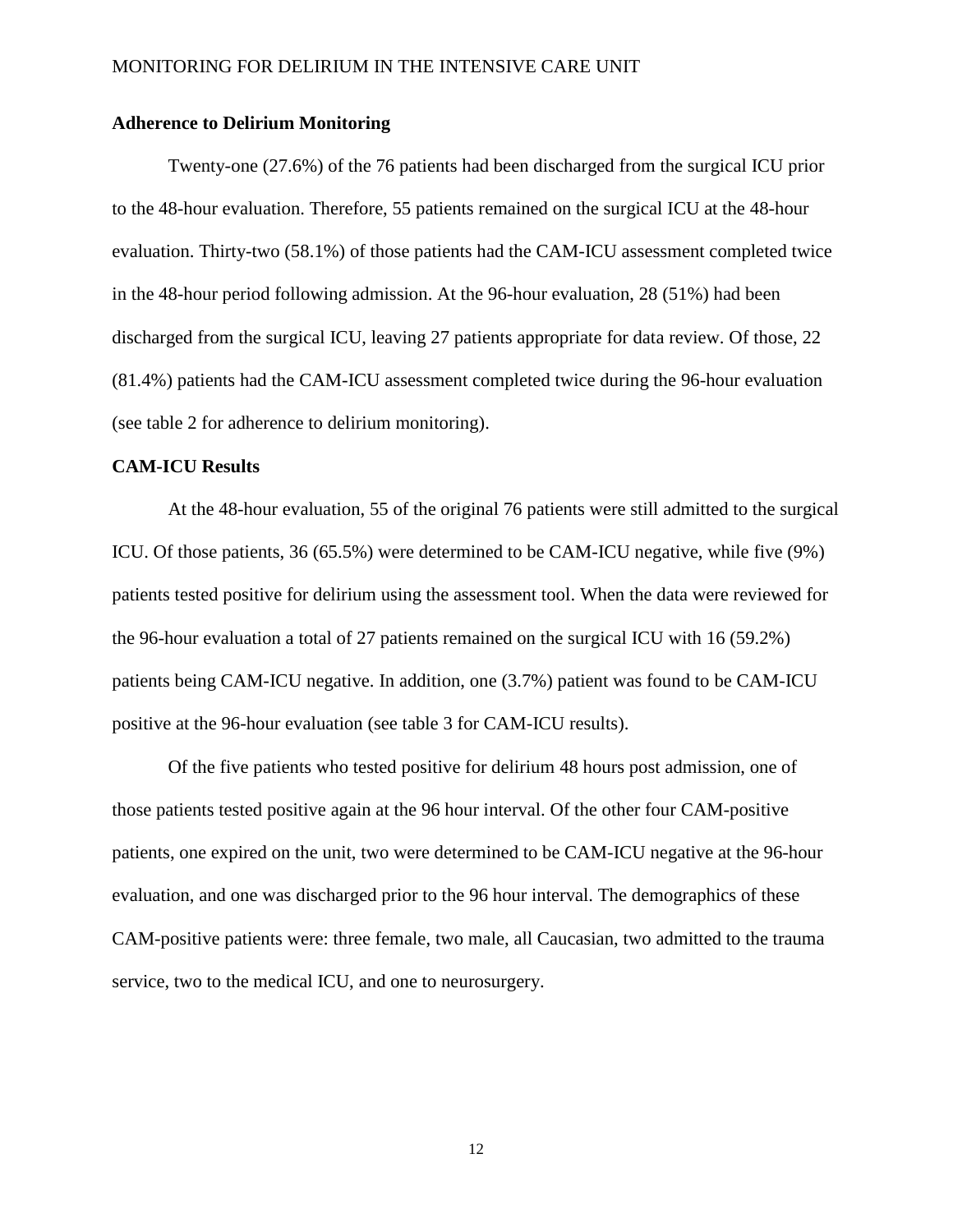### Adherence to Delirium Monitoring

Twenty-one (27.6%) of the 76 patients had been discharged from the surgical ICU prior to the 48-hour evaluation. Therefore, 55 patients remained on the surgical ICU at the 48-hour evaluation. Thirty-two (58.1%) of those patients had the CAM-ICU assessment completed twice in the 48-hour period following admission. At the 96-hour evaluation, 28 (51%) had been discharged from the surgical ICU, leaving 27 patients appropriate for data review. Of those, 22 (81.4%) patients had the CAM-ICU assessment completed twice during the 96-hour evaluation (see table 2 for adherence to delirium monitoring).

### CAM-ICU Results

At the 48-hour evaluation, 55 of the original 76 patients were still admitted to the surgical ICU. Of those patients, 36 (65.5%) were determined to be CAM-ICU negative, while five (9%) patients tested positive for delirium using the assessment tool. When the data were reviewed for the 96-hour evaluation a total of 27 patients remained on the surgical ICU with 16 (59.2%) patients being CAM-ICU negative. In addition, one (3.7%) patient was found to be CAM-ICU positive at the 96-hour evaluation (see table 3 for CAM-ICU results).

Of the five patients who tested positive for delirium 48 hours post admission, one of those patients tested positive again at the 96 hour interval. Of the other four CAM-positive patients, one expired on the unit, two were determined to be CAM-ICU negative at the 96-hour evaluation, and one was discharged prior to the 96 hour interval. The demographics of these CAM-positive patients were: three female, two male, all Caucasian, two admitted to the trauma service, two to the medical ICU, and one to neurosurgery.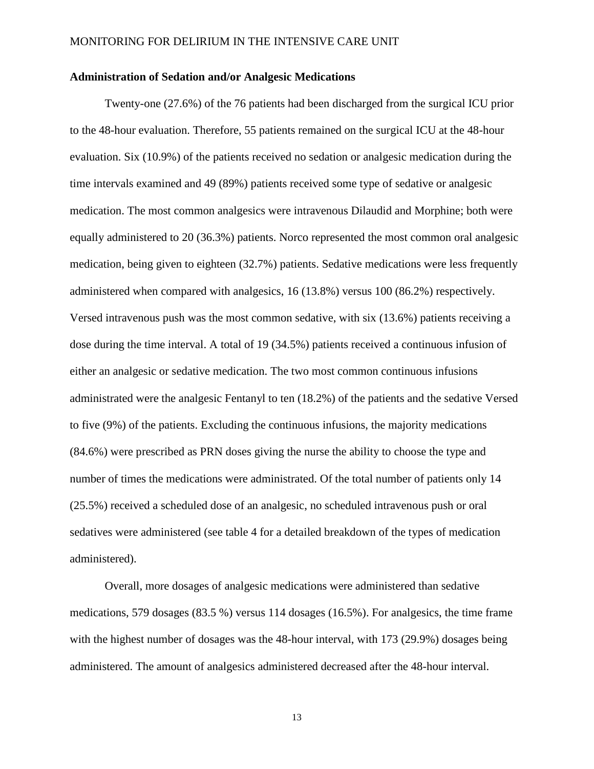**Administration of Sedation and/or Analgesic Medications**

Twenty-one (27.6%) of the 76 patients had been discharged from the surgical ICU prior to the 48-hour evaluation. Therefore, 55 patients remained on the surgical ICU at the 48-hour evaluation. Six (10.9%) of the patients received no sedation or analgesic medication during the time intervals examined and 49 (89%) patients received some type of sedative or analgesic medication. The most common analgesics were intravenous Dilaudid and Morphine; both were equally administered to 20 (36.3%) patients. Norco represented the most common oral analgesic medication, being given to eighteen (32.7%) patients. Sedative medications were less frequently administered when compared with analgesics, 16 (13.8%) versus 100 (86.2%) respectively. Versed intravenous push was the most common sedative, with six (13.6%) patients receiving a dose during the time interval. A total of 19 (34.5%) patients received a continuous infusion of either an analgesic or sedative medication. The two most common continuous infusions administrated were the analgesic Fentanyl to ten (18.2%) of the patients and the sedative Versed to five (9%) of the patients. Excluding the continuous infusions, the majority medications (84.6%) were prescribed as PRN doses giving the nurse the ability to choose the type and number of times the medications were administrated. Of the total number of patients only 14 (25.5%) received a scheduled dose of an analgesic, no scheduled intravenous push or oral sedatives were administered (see table 4 for a detailed breakdown of the types of medication administered).

Overall, more dosages of analgesic medications were administered than sedative medications, 579 dosages (83.5 %) versus 114 dosages (16.5%). For analgesics, the time frame with the highest number of dosages was the 48-hour interval, with 173 (29.9%) dosages being administered. The amount of analgesics administered decreased after the 48-hour interval.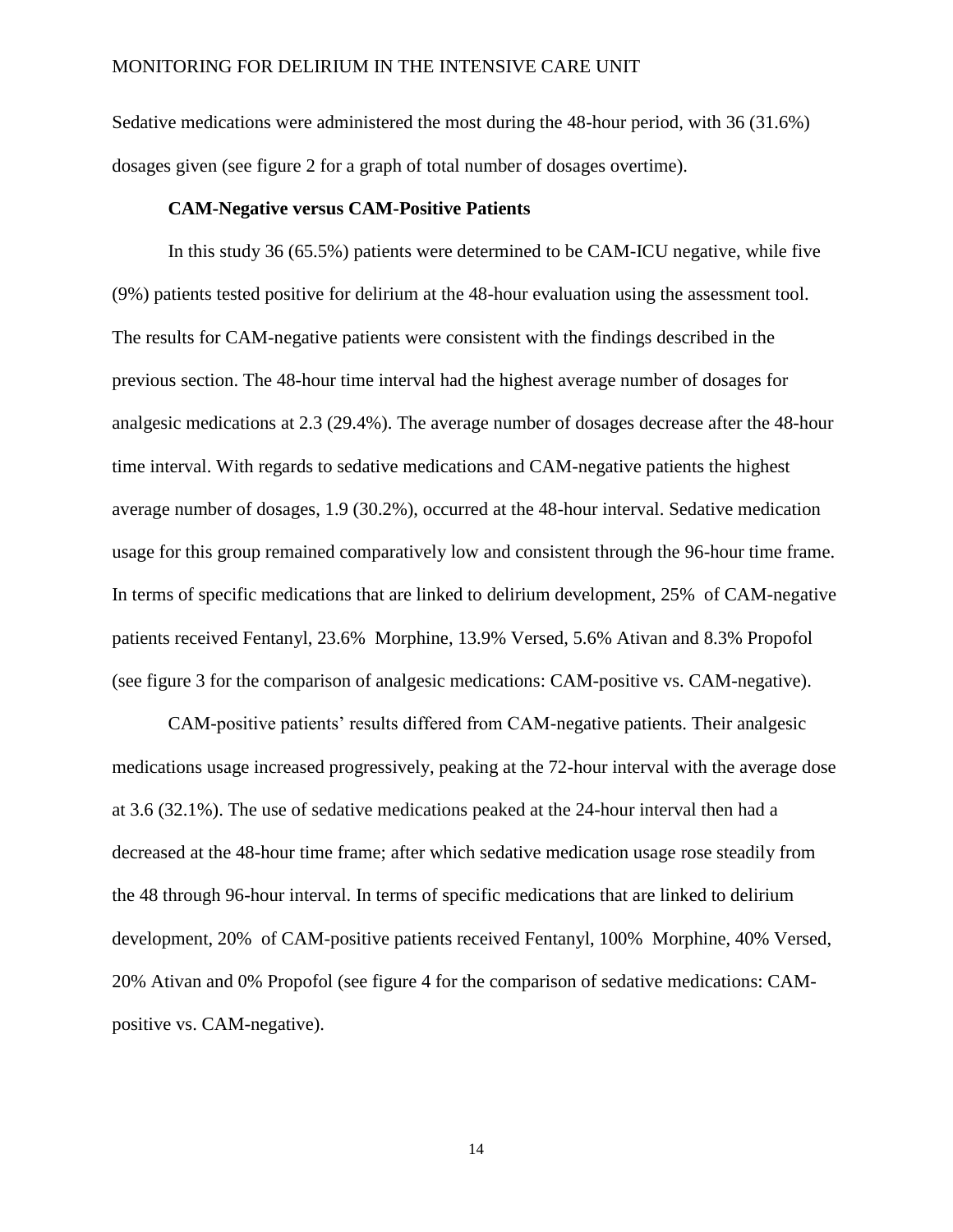Sedative medications were administered the most during the 48-hour period, with 36 (31.6%) dosages given (see figure 2 for a graph of total number of dosages overtime).

### CAM-Negative versus CAM-Positive Patients

In this study 36 (65.5%) patients were determined to be CAM-ICU negative, while five (9%) patients tested positive for delirium at the 48-hour evaluation using the assessment tool. The results for CAM-negative patients were consistent with the findings described in the previous section. The 48-hour time interval had the highest average number of dosages for analgesic medications at 2.3 (29.4%). The average number of dosages decrease after the 48-hour time interval. With regards to sedative medications and CAM-negative patients the highest average number of dosages, 1.9 (30.2%), occurred at the 48-hour interval. Sedative medication usage for this group remained comparatively low and consistent through the 96-hour time frame. In terms of specific medications that are linked to delirium development, 25% of CAM-negative patients received Fentanyl, 23.6% Morphine, 13.9% Versed, 5.6% Ativan and 8.3% Propofol (see figure 3 for the comparison of analgesic medications: CAM-positive vs. CAM-negative).

CAM-positive patients' results differed from CAM-negative patients. Their analgesic medications usage increased progressively, peaking at the 72-hour interval with the average dose at 3.6 (32.1%). The use of sedative medications peaked at the 24-hour interval then had a decreased at the 48-hour time frame; after which sedative medication usage rose steadily from the 48 through 96-hour interval. In terms of specific medications that are linked to delirium development, 20% of CAM-positive patients received Fentanyl, 100% Morphine, 40% Versed, 20% Ativan and 0% Propofol (see figure 4 for the comparison of sedative medications: CAM-positive vs. CAM-negative).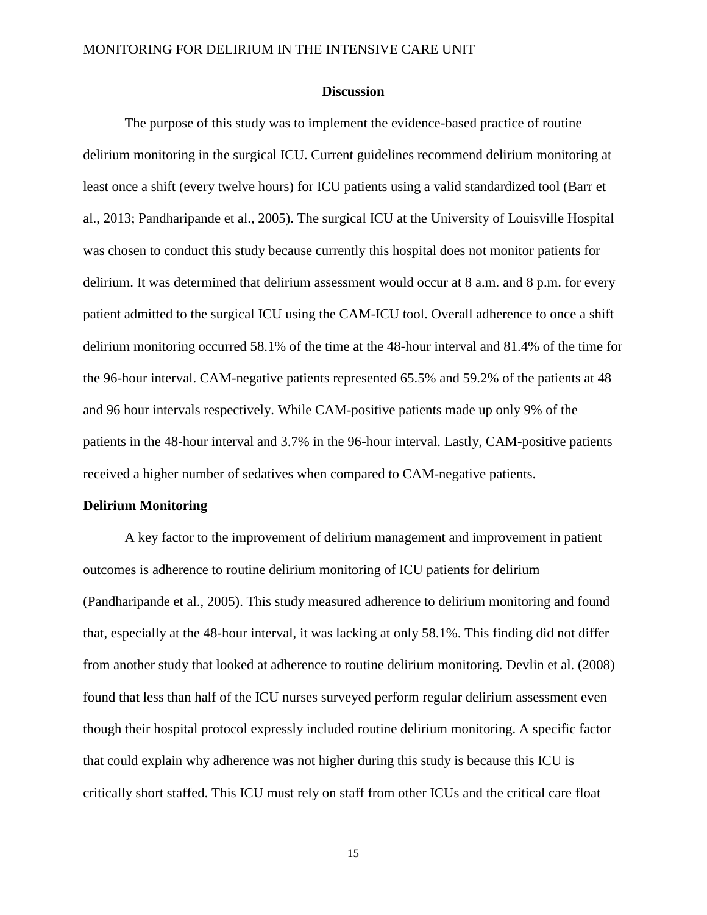# Discussion

The purpose of this study was to implement the evidence-based practice of routine delirium monitoring in the surgical ICU. Current guidelines recommend delirium monitoring at least once a shift (every twelve hours) for ICU patients using a valid standardized tool (Barr et al., 2013; Pandharipande et al., 2005). The surgical ICU at the University of Louisville Hospital was chosen to conduct this study because currently this hospital does not monitor patients for delirium. It was determined that delirium assessment would occur at 8 a.m. and 8 p.m. for every patient admitted to the surgical ICU using the CAM-ICU tool. Overall adherence to once a shift delirium monitoring occurred 58.1% of the time at the 48-hour interval and 81.4% of the time for the 96-hour interval. CAM-negative patients represented 65.5% and 59.2% of the patients at 48 and 96 hour intervals respectively. While CAM-positive patients made up only 9% of the patients in the 48-hour interval and 3.7% in the 96-hour interval. Lastly, CAM-positive patients received a higher number of sedatives when compared to CAM-negative patients.

## Delirium Monitoring

A key factor to the improvement of delirium management and improvement in patient outcomes is adherence to routine delirium monitoring of ICU patients for delirium (Pandharipande et al., 2005). This study measured adherence to delirium monitoring and found that, especially at the 48-hour interval, it was lacking at only 58.1%. This finding did not differ from another study that looked at adherence to routine delirium monitoring. Devlin et al. (2008) found that less than half of the ICU nurses surveyed perform regular delirium assessment even though their hospital protocol expressly included routine delirium monitoring. A specific factor that could explain why adherence was not higher during this study is because this ICU is critically short staffed. This ICU must rely on staff from other ICUs and the critical care float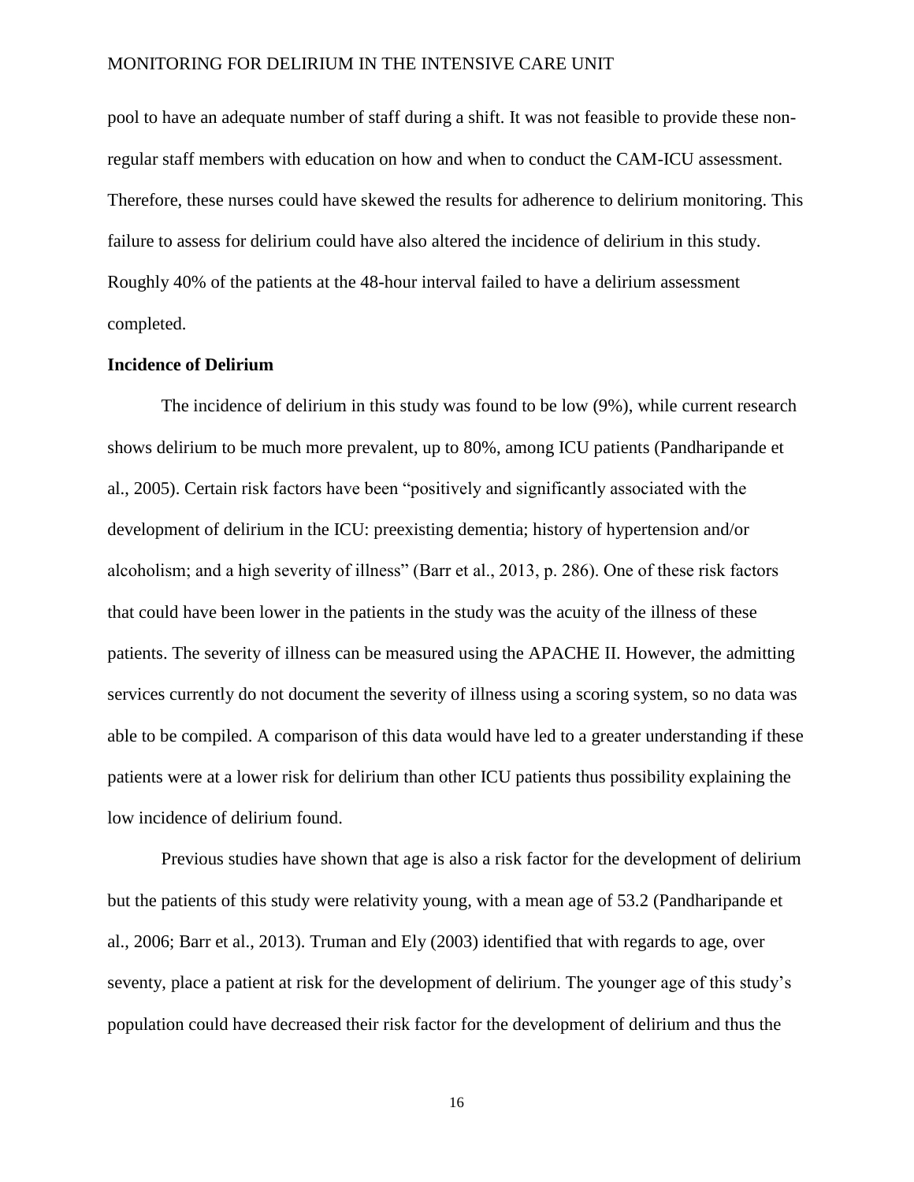pool to have an adequate number of staff during a shift. It was not feasible to provide these non-regular staff members with education on how and when to conduct the CAM-ICU assessment. Therefore, these nurses could have skewed the results for adherence to delirium monitoring. This failure to assess for delirium could have also altered the incidence of delirium in this study. Roughly 40% of the patients at the 48-hour interval failed to have a delirium assessment completed.

**Incidence of Delirium**

The incidence of delirium in this study was found to be low (9%), while current research shows delirium to be much more prevalent, up to 80%, among ICU patients (Pandharipande et al., 2005). Certain risk factors have been "positively and significantly associated with the development of delirium in the ICU: preexisting dementia; history of hypertension and/or alcoholism; and a high severity of illness" (Barr et al., 2013, p. 286). One of these risk factors that could have been lower in the patients in the study was the acuity of the illness of these patients. The severity of illness can be measured using the APACHE II. However, the admitting services currently do not document the severity of illness using a scoring system, so no data was able to be compiled. A comparison of this data would have led to a greater understanding if these patients were at a lower risk for delirium than other ICU patients thus possibility explaining the low incidence of delirium found.

Previous studies have shown that age is also a risk factor for the development of delirium but the patients of this study were relativity young, with a mean age of 53.2 (Pandharipande et al., 2006; Barr et al., 2013). Truman and Ely (2003) identified that with regards to age, over seventy, place a patient at risk for the development of delirium. The younger age of this study's population could have decreased their risk factor for the development of delirium and thus the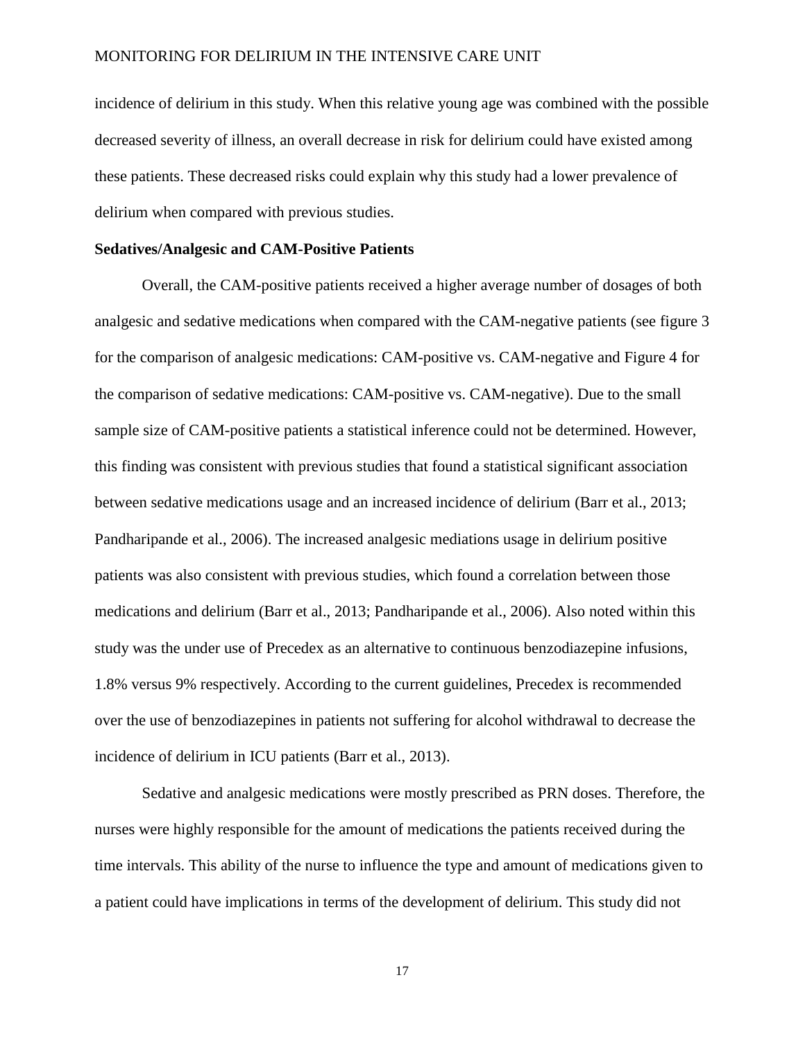incidence of delirium in this study. When this relative young age was combined with the possible decreased severity of illness, an overall decrease in risk for delirium could have existed among these patients. These decreased risks could explain why this study had a lower prevalence of delirium when compared with previous studies.

**Sedatives/Analgesic and CAM-Positive Patients**

Overall, the CAM-positive patients received a higher average number of dosages of both analgesic and sedative medications when compared with the CAM-negative patients (see figure 3 for the comparison of analgesic medications: CAM-positive vs. CAM-negative and Figure 4 for the comparison of sedative medications: CAM-positive vs. CAM-negative). Due to the small sample size of CAM-positive patients a statistical inference could not be determined. However, this finding was consistent with previous studies that found a statistical significant association between sedative medications usage and an increased incidence of delirium (Barr et al., 2013; Pandharipande et al., 2006). The increased analgesic mediations usage in delirium positive patients was also consistent with previous studies, which found a correlation between those medications and delirium (Barr et al., 2013; Pandharipande et al., 2006). Also noted within this study was the under use of Precedex as an alternative to continuous benzodiazepine infusions, 1.8% versus 9% respectively. According to the current guidelines, Precedex is recommended over the use of benzodiazepines in patients not suffering for alcohol withdrawal to decrease the incidence of delirium in ICU patients (Barr et al., 2013).

Sedative and analgesic medications were mostly prescribed as PRN doses. Therefore, the nurses were highly responsible for the amount of medications the patients received during the time intervals. This ability of the nurse to influence the type and amount of medications given to a patient could have implications in terms of the development of delirium. This study did not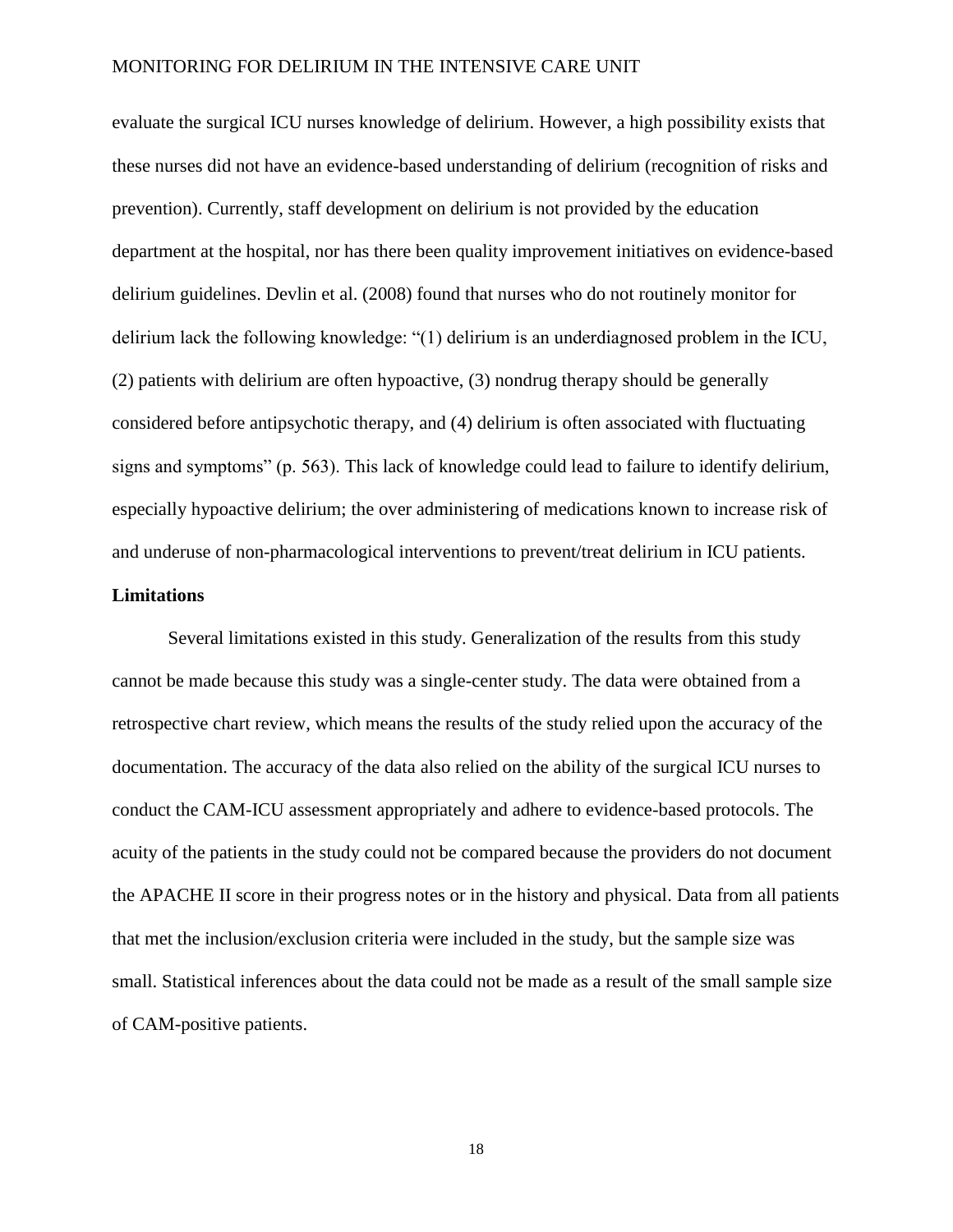evaluate the surgical ICU nurses knowledge of delirium. However, a high possibility exists that these nurses did not have an evidence-based understanding of delirium (recognition of risks and prevention). Currently, staff development on delirium is not provided by the education department at the hospital, nor has there been quality improvement initiatives on evidence-based delirium guidelines. Devlin et al. (2008) found that nurses who do not routinely monitor for delirium lack the following knowledge: "(1) delirium is an underdiagnosed problem in the ICU, (2) patients with delirium are often hypoactive, (3) nondrug therapy should be generally considered before antipsychotic therapy, and (4) delirium is often associated with fluctuating signs and symptoms" (p. 563). This lack of knowledge could lead to failure to identify delirium, especially hypoactive delirium; the over administering of medications known to increase risk of and underuse of non-pharmacological interventions to prevent/treat delirium in ICU patients.

**Limitations**

Several limitations existed in this study. Generalization of the results from this study cannot be made because this study was a single-center study. The data were obtained from a retrospective chart review, which means the results of the study relied upon the accuracy of the documentation. The accuracy of the data also relied on the ability of the surgical ICU nurses to conduct the CAM-ICU assessment appropriately and adhere to evidence-based protocols. The acuity of the patients in the study could not be compared because the providers do not document the APACHE II score in their progress notes or in the history and physical. Data from all patients that met the inclusion/exclusion criteria were included in the study, but the sample size was small. Statistical inferences about the data could not be made as a result of the small sample size of CAM-positive patients.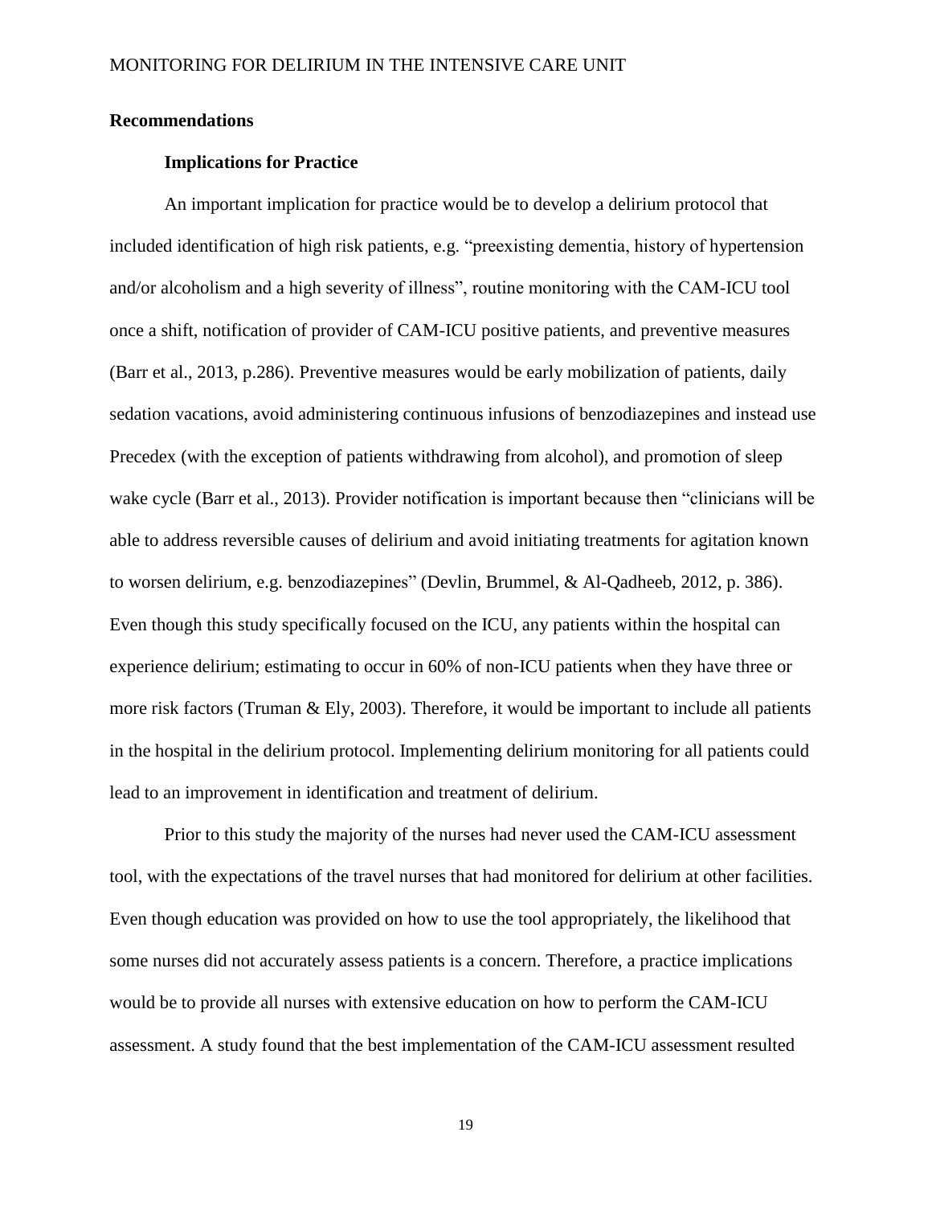## Recommendations

### Implications for Practice

An important implication for practice would be to develop a delirium protocol that included identification of high risk patients, e.g. "preexisting dementia, history of hypertension and/or alcoholism and a high severity of illness", routine monitoring with the CAM-ICU tool once a shift, notification of provider of CAM-ICU positive patients, and preventive measures (Barr et al., 2013, p.286). Preventive measures would be early mobilization of patients, daily sedation vacations, avoid administering continuous infusions of benzodiazepines and instead use Precedex (with the exception of patients withdrawing from alcohol), and promotion of sleep wake cycle (Barr et al., 2013). Provider notification is important because then "clinicians will be able to address reversible causes of delirium and avoid initiating treatments for agitation known to worsen delirium, e.g. benzodiazepines" (Devlin, Brummel, & Al-Qadheeb, 2012, p. 386). Even though this study specifically focused on the ICU, any patients within the hospital can experience delirium; estimating to occur in 60% of non-ICU patients when they have three or more risk factors (Truman & Ely, 2003). Therefore, it would be important to include all patients in the hospital in the delirium protocol. Implementing delirium monitoring for all patients could lead to an improvement in identification and treatment of delirium.

Prior to this study the majority of the nurses had never used the CAM-ICU assessment tool, with the expectations of the travel nurses that had monitored for delirium at other facilities. Even though education was provided on how to use the tool appropriately, the likelihood that some nurses did not accurately assess patients is a concern. Therefore, a practice implications would be to provide all nurses with extensive education on how to perform the CAM-ICU assessment. A study found that the best implementation of the CAM-ICU assessment resulted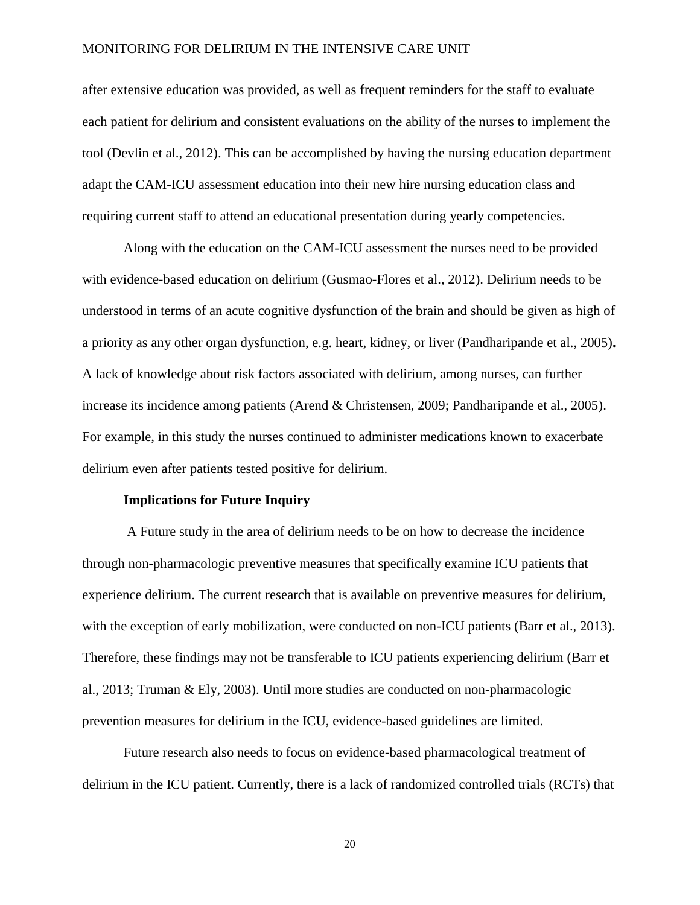after extensive education was provided, as well as frequent reminders for the staff to evaluate each patient for delirium and consistent evaluations on the ability of the nurses to implement the tool (Devlin et al., 2012). This can be accomplished by having the nursing education department adapt the CAM-ICU assessment education into their new hire nursing education class and requiring current staff to attend an educational presentation during yearly competencies.

Along with the education on the CAM-ICU assessment the nurses need to be provided with evidence-based education on delirium (Gusmao-Flores et al., 2012). Delirium needs to be understood in terms of an acute cognitive dysfunction of the brain and should be given as high of a priority as any other organ dysfunction, e.g. heart, kidney, or liver (Pandharipande et al., 2005). A lack of knowledge about risk factors associated with delirium, among nurses, can further increase its incidence among patients (Arend & Christensen, 2009; Pandharipande et al., 2005). For example, in this study the nurses continued to administer medications known to exacerbate delirium even after patients tested positive for delirium.

### Implications for Future Inquiry

A Future study in the area of delirium needs to be on how to decrease the incidence through non-pharmacologic preventive measures that specifically examine ICU patients that experience delirium. The current research that is available on preventive measures for delirium, with the exception of early mobilization, were conducted on non-ICU patients (Barr et al., 2013). Therefore, these findings may not be transferable to ICU patients experiencing delirium (Barr et al., 2013; Truman & Ely, 2003). Until more studies are conducted on non-pharmacologic prevention measures for delirium in the ICU, evidence-based guidelines are limited.

Future research also needs to focus on evidence-based pharmacological treatment of delirium in the ICU patient. Currently, there is a lack of randomized controlled trials (RCTs) that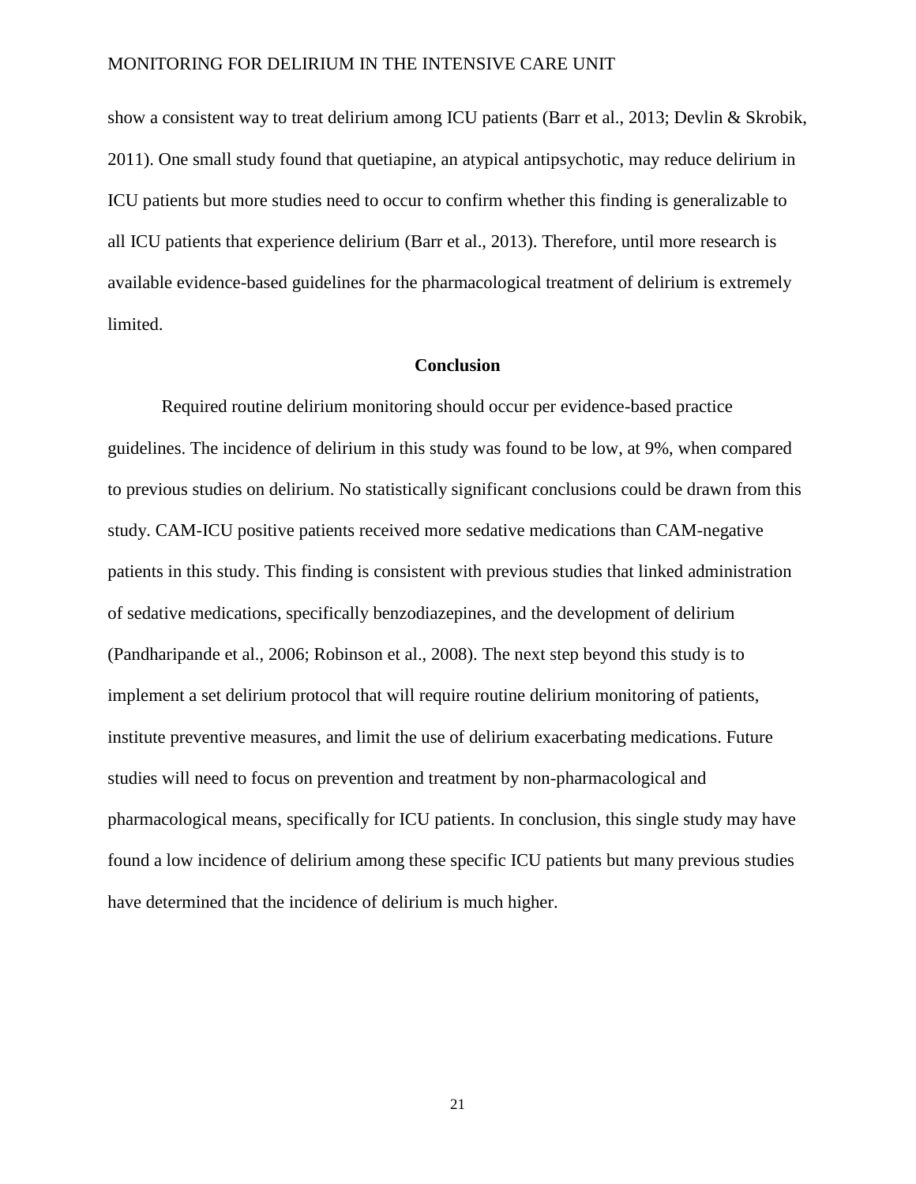show a consistent way to treat delirium among ICU patients (Barr et al., 2013; Devlin & Skrobik, 2011). One small study found that quetiapine, an atypical antipsychotic, may reduce delirium in ICU patients but more studies need to occur to confirm whether this finding is generalizable to all ICU patients that experience delirium (Barr et al., 2013). Therefore, until more research is available evidence-based guidelines for the pharmacological treatment of delirium is extremely limited.

## Conclusion

Required routine delirium monitoring should occur per evidence-based practice guidelines. The incidence of delirium in this study was found to be low, at 9%, when compared to previous studies on delirium. No statistically significant conclusions could be drawn from this study. CAM-ICU positive patients received more sedative medications than CAM-negative patients in this study. This finding is consistent with previous studies that linked administration of sedative medications, specifically benzodiazepines, and the development of delirium (Pandharipande et al., 2006; Robinson et al., 2008). The next step beyond this study is to implement a set delirium protocol that will require routine delirium monitoring of patients, institute preventive measures, and limit the use of delirium exacerbating medications. Future studies will need to focus on prevention and treatment by non-pharmacological and pharmacological means, specifically for ICU patients. In conclusion, this single study may have found a low incidence of delirium among these specific ICU patients but many previous studies have determined that the incidence of delirium is much higher.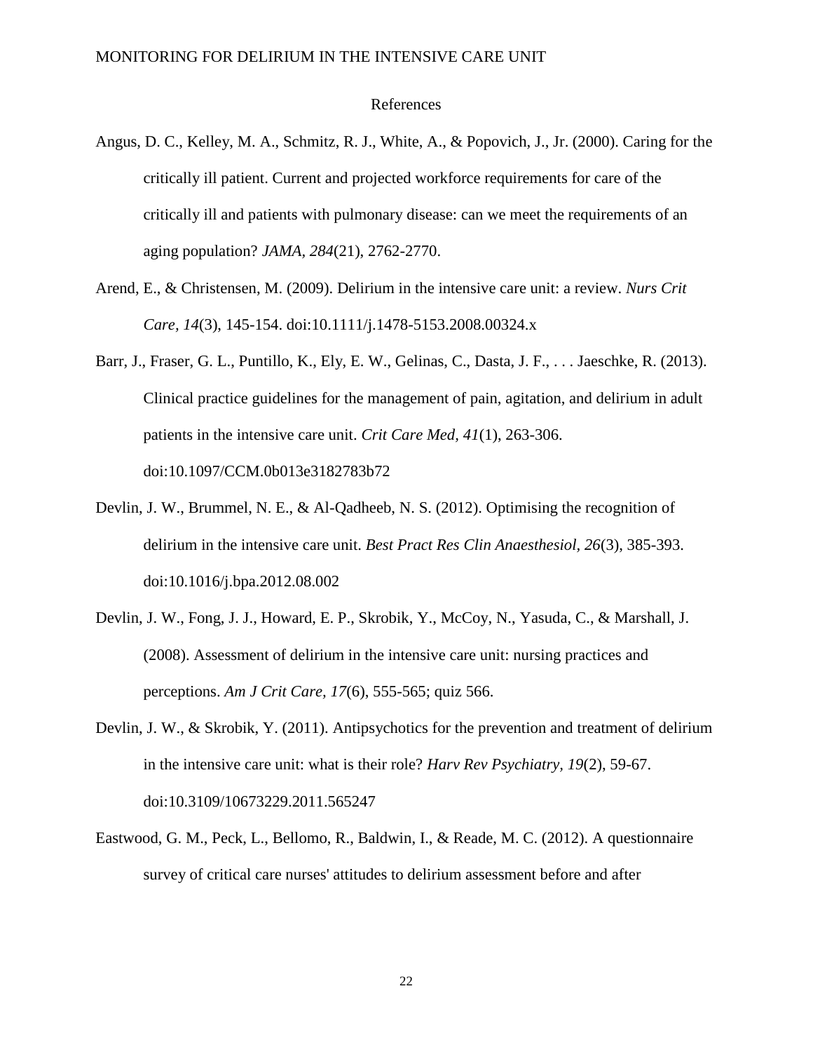# References

Angus, D. C., Kelley, M. A., Schmitz, R. J., White, A., & Popovich, J., Jr. (2000). Caring for the critically ill patient. Current and projected workforce requirements for care of the critically ill and patients with pulmonary disease: can we meet the requirements of an aging population? *JAMA, 284*(21), 2762-2770.

Arend, E., & Christensen, M. (2009). Delirium in the intensive care unit: a review. *Nurs Crit Care, 14*(3), 145-154. doi:10.1111/j.1478-5153.2008.00324.x

Barr, J., Fraser, G. L., Puntillo, K., Ely, E. W., Gelinas, C., Dasta, J. F., . . . Jaeschke, R. (2013). Clinical practice guidelines for the management of pain, agitation, and delirium in adult patients in the intensive care unit. *Crit Care Med, 41*(1), 263-306. doi:10.1097/CCM.0b013e3182783b72

Devlin, J. W., Brummel, N. E., & Al-Qadheeb, N. S. (2012). Optimising the recognition of delirium in the intensive care unit. *Best Pract Res Clin Anaesthesiol, 26*(3), 385-393. doi:10.1016/j.bpa.2012.08.002

Devlin, J. W., Fong, J. J., Howard, E. P., Skrobik, Y., McCoy, N., Yasuda, C., & Marshall, J. (2008). Assessment of delirium in the intensive care unit: nursing practices and perceptions. *Am J Crit Care, 17*(6), 555-565; quiz 566.

Devlin, J. W., & Skrobik, Y. (2011). Antipsychotics for the prevention and treatment of delirium in the intensive care unit: what is their role? *Harv Rev Psychiatry, 19*(2), 59-67. doi:10.3109/10673229.2011.565247

Eastwood, G. M., Peck, L., Bellomo, R., Baldwin, I., & Reade, M. C. (2012). A questionnaire survey of critical care nurses' attitudes to delirium assessment before and after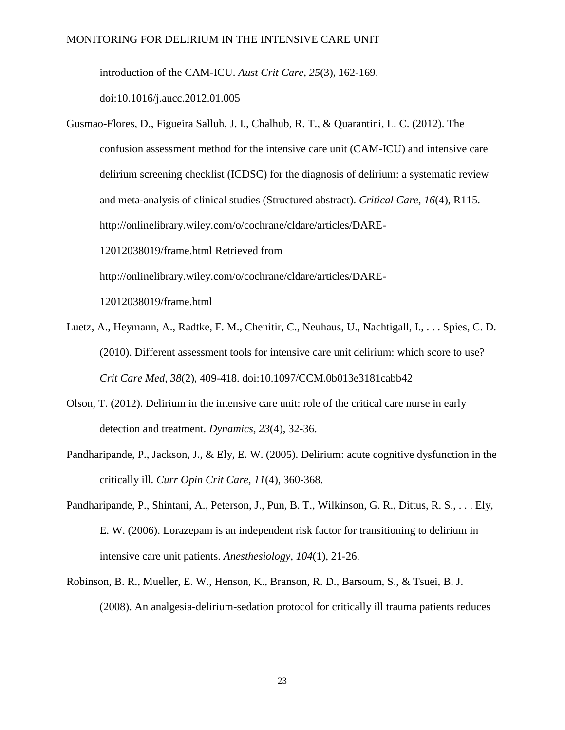introduction of the CAM-ICU. *Aust Crit Care, 25*(3), 162-169. doi:10.1016/j.aucc.2012.01.005

Gusmao-Flores, D., Figueira Salluh, J. I., Chalhub, R. T., & Quarantini, L. C. (2012). The confusion assessment method for the intensive care unit (CAM-ICU) and intensive care delirium screening checklist (ICDSC) for the diagnosis of delirium: a systematic review and meta-analysis of clinical studies (Structured abstract). *Critical Care, 16*(4), R115. http://onlinelibrary.wiley.com/o/cochrane/cldare/articles/DARE-12012038019/frame.html Retrieved from http://onlinelibrary.wiley.com/o/cochrane/cldare/articles/DARE-12012038019/frame.html

Luetz, A., Heymann, A., Radtke, F. M., Chenitir, C., Neuhaus, U., Nachtigall, I., . . . Spies, C. D. (2010). Different assessment tools for intensive care unit delirium: which score to use? *Crit Care Med, 38*(2), 409-418. doi:10.1097/CCM.0b013e3181cabb42

Olson, T. (2012). Delirium in the intensive care unit: role of the critical care nurse in early detection and treatment. *Dynamics, 23*(4), 32-36.

Pandharipande, P., Jackson, J., & Ely, E. W. (2005). Delirium: acute cognitive dysfunction in the critically ill. *Curr Opin Crit Care, 11*(4), 360-368.

Pandharipande, P., Shintani, A., Peterson, J., Pun, B. T., Wilkinson, G. R., Dittus, R. S., . . . Ely, E. W. (2006). Lorazepam is an independent risk factor for transitioning to delirium in intensive care unit patients. *Anesthesiology, 104*(1), 21-26.

Robinson, B. R., Mueller, E. W., Henson, K., Branson, R. D., Barsoum, S., & Tsuei, B. J. (2008). An analgesia-delirium-sedation protocol for critically ill trauma patients reduces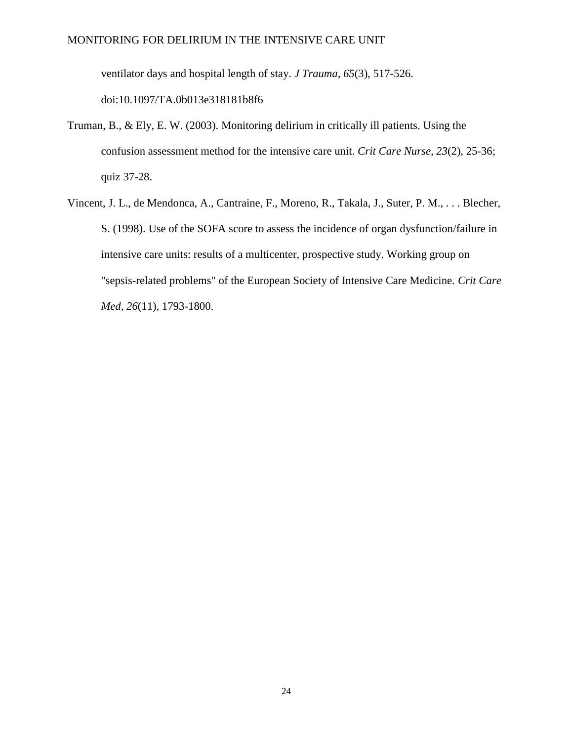ventilator days and hospital length of stay. *J Trauma, 65*(3), 517-526. doi:10.1097/TA.0b013e318181b8f6

Truman, B., & Ely, E. W. (2003). Monitoring delirium in critically ill patients. Using the confusion assessment method for the intensive care unit. *Crit Care Nurse, 23*(2), 25-36; quiz 37-28.

Vincent, J. L., de Mendonca, A., Cantraine, F., Moreno, R., Takala, J., Suter, P. M., . . . Blecher, S. (1998). Use of the SOFA score to assess the incidence of organ dysfunction/failure in intensive care units: results of a multicenter, prospective study. Working group on "sepsis-related problems" of the European Society of Intensive Care Medicine. *Crit Care Med, 26*(11), 1793-1800.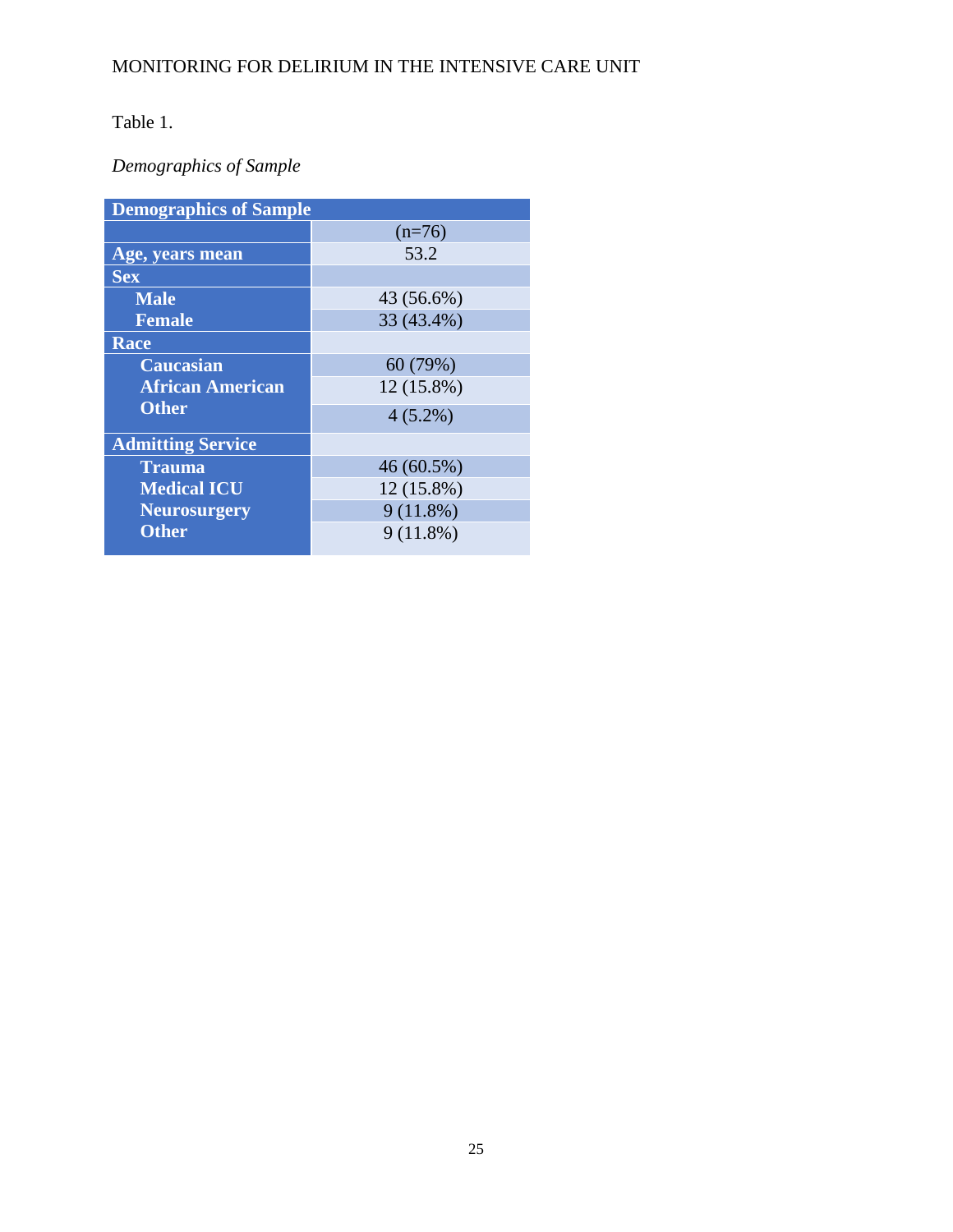Table 1.

*Demographics of Sample*

| Demographics of Sample | |
|---|---|
| | (n=76) |
| **Age, years mean** | 53.2 |
| **Sex** | |
| **Male** | 43 (56.6%) |
| **Female** | 33 (43.4%) |
| **Race** | |
| **Caucasian** | 60 (79%) |
| **African American** | 12 (15.8%) |
| **Other** | 4 (5.2%) |
| **Admitting Service** | |
| **Trauma** | 46 (60.5%) |
| **Medical ICU** | 12 (15.8%) |
| **Neurosurgery** | 9 (11.8%) |
| **Other** | 9 (11.8%) |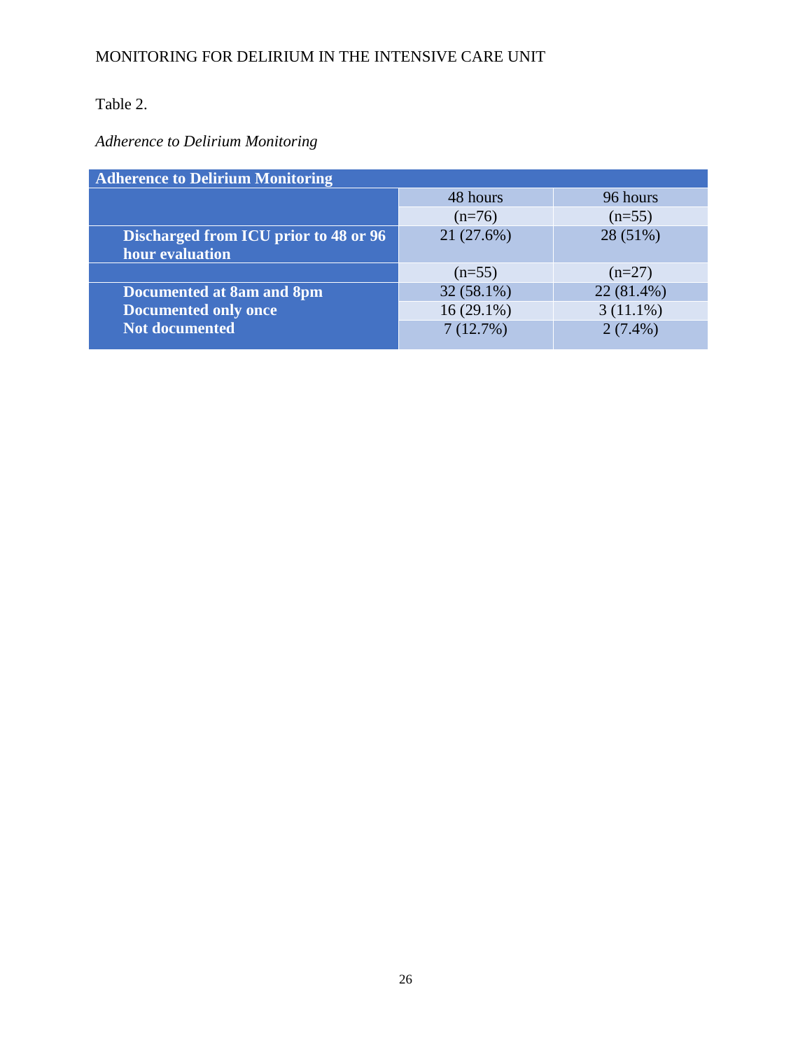Table 2.

*Adherence to Delirium Monitoring*

| Adherence to Delirium Monitoring | | |
|---|---|---|
| | 48 hours | 96 hours |
| | (n=76) | (n=55) |
| **Discharged from ICU prior to 48 or 96 hour evaluation** | 21 (27.6%) | 28 (51%) |
| | (n=55) | (n=27) |
| **Documented at 8am and 8pm** | 32 (58.1%) | 22 (81.4%) |
| **Documented only once** | 16 (29.1%) | 3 (11.1%) |
| **Not documented** | 7 (12.7%) | 2 (7.4%) |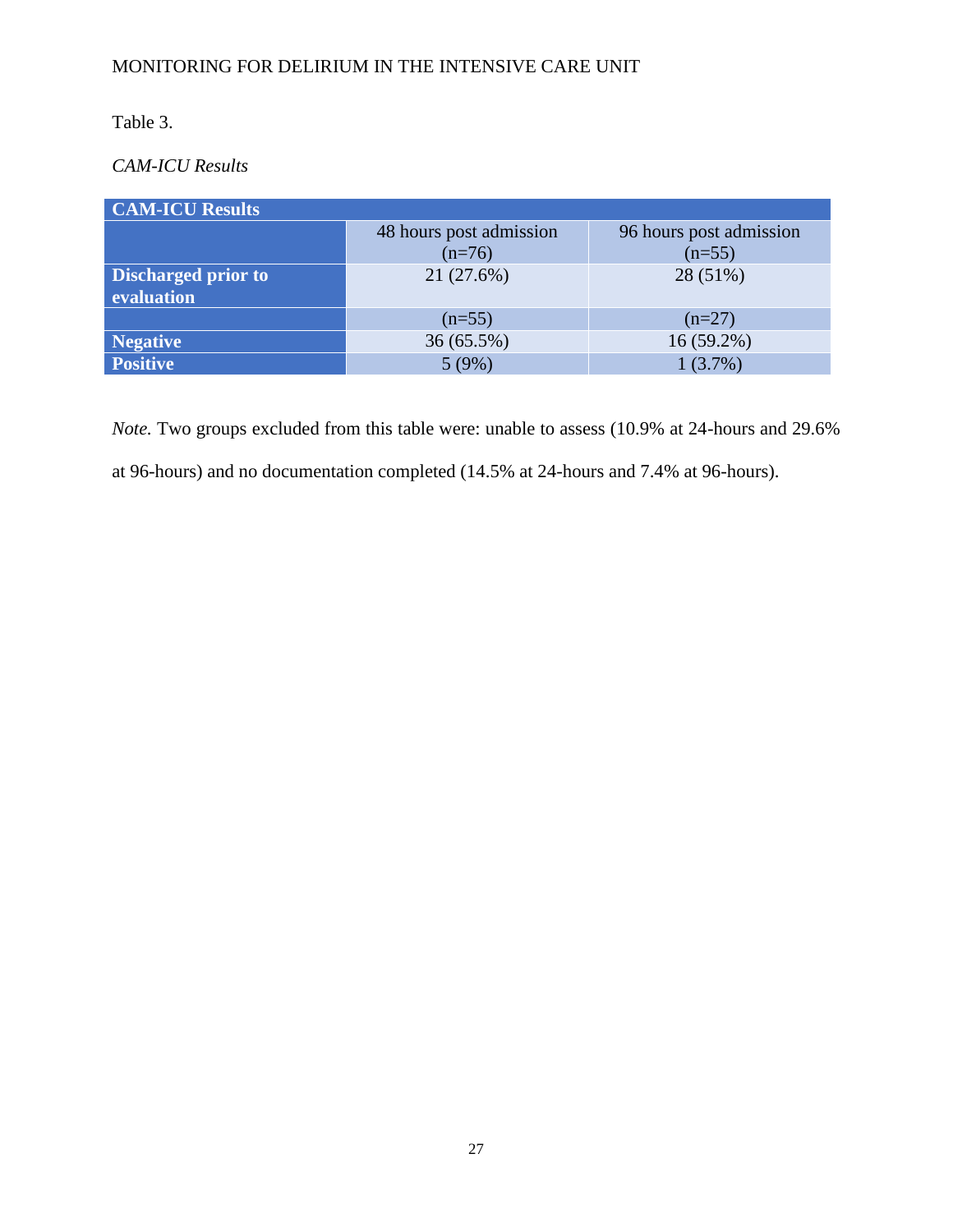Table 3.

*CAM-ICU Results*

| CAM-ICU Results | | |
|---|---|---|
| | 48 hours post admission (n=76) | 96 hours post admission (n=55) |
| **Discharged prior to evaluation** | 21 (27.6%) | 28 (51%) |
| | (n=55) | (n=27) |
| **Negative** | 36 (65.5%) | 16 (59.2%) |
| **Positive** | 5 (9%) | 1 (3.7%) |

*Note.* Two groups excluded from this table were: unable to assess (10.9% at 24-hours and 29.6% at 96-hours) and no documentation completed (14.5% at 24-hours and 7.4% at 96-hours).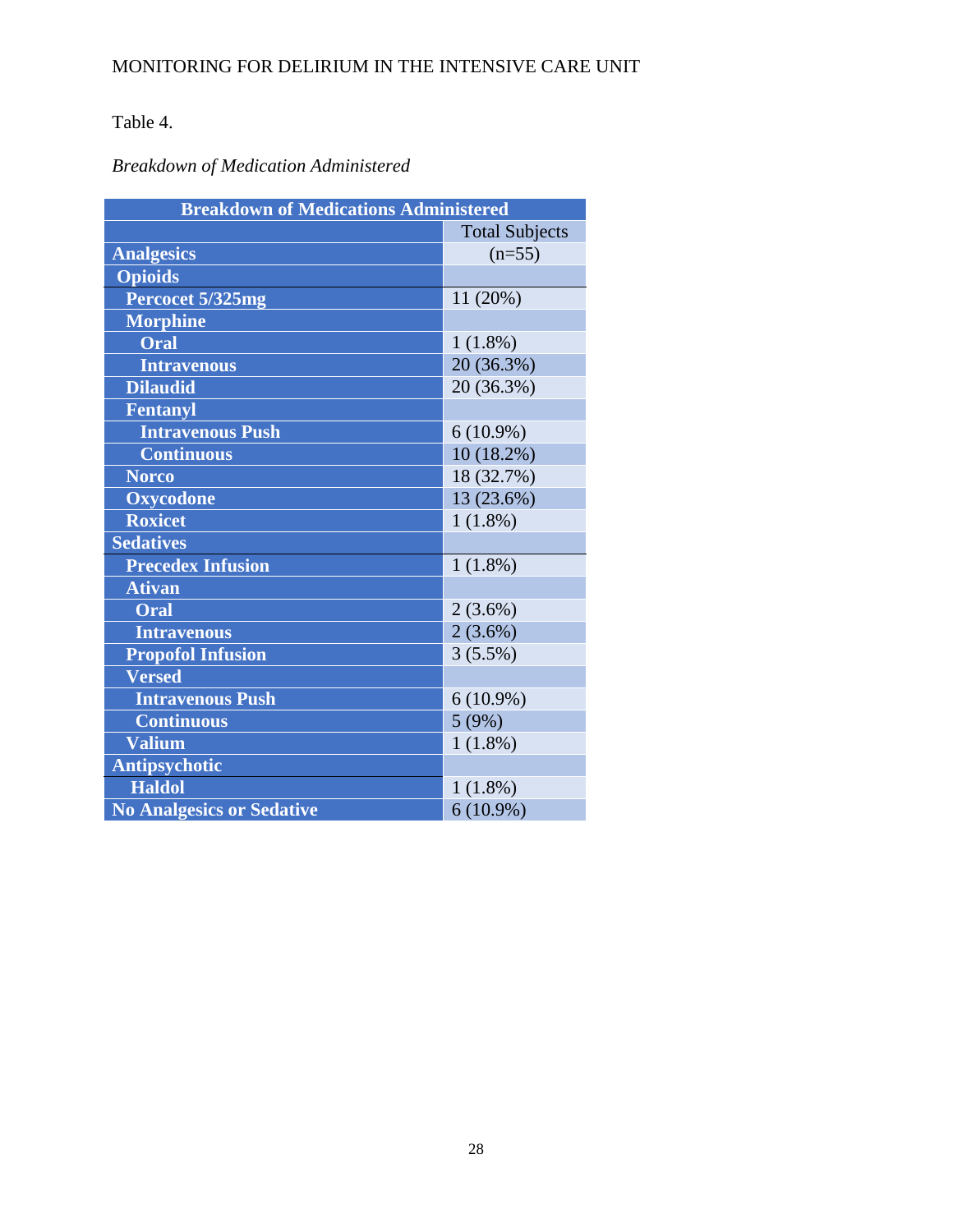Table 4.

*Breakdown of Medication Administered*

| Breakdown of Medications Administered | |
|---|---|
| | Total Subjects |
| **Analgesics** | (n=55) |
| **Opioids** | |
| **Percocet 5/325mg** | 11 (20%) |
| **Morphine** | |
| **Oral** | 1 (1.8%) |
| **Intravenous** | 20 (36.3%) |
| **Dilaudid** | 20 (36.3%) |
| **Fentanyl** | |
| **Intravenous Push** | 6 (10.9%) |
| **Continuous** | 10 (18.2%) |
| **Norco** | 18 (32.7%) |
| **Oxycodone** | 13 (23.6%) |
| **Roxicet** | 1 (1.8%) |
| **Sedatives** | |
| **Precedex Infusion** | 1 (1.8%) |
| **Ativan** | |
| **Oral** | 2 (3.6%) |
| **Intravenous** | 2 (3.6%) |
| **Propofol Infusion** | 3 (5.5%) |
| **Versed** | |
| **Intravenous Push** | 6 (10.9%) |
| **Continuous** | 5 (9%) |
| **Valium** | 1 (1.8%) |
| **Antipsychotic** | |
| **Haldol** | 1 (1.8%) |
| **No Analgesics or Sedative** | 6 (10.9%) |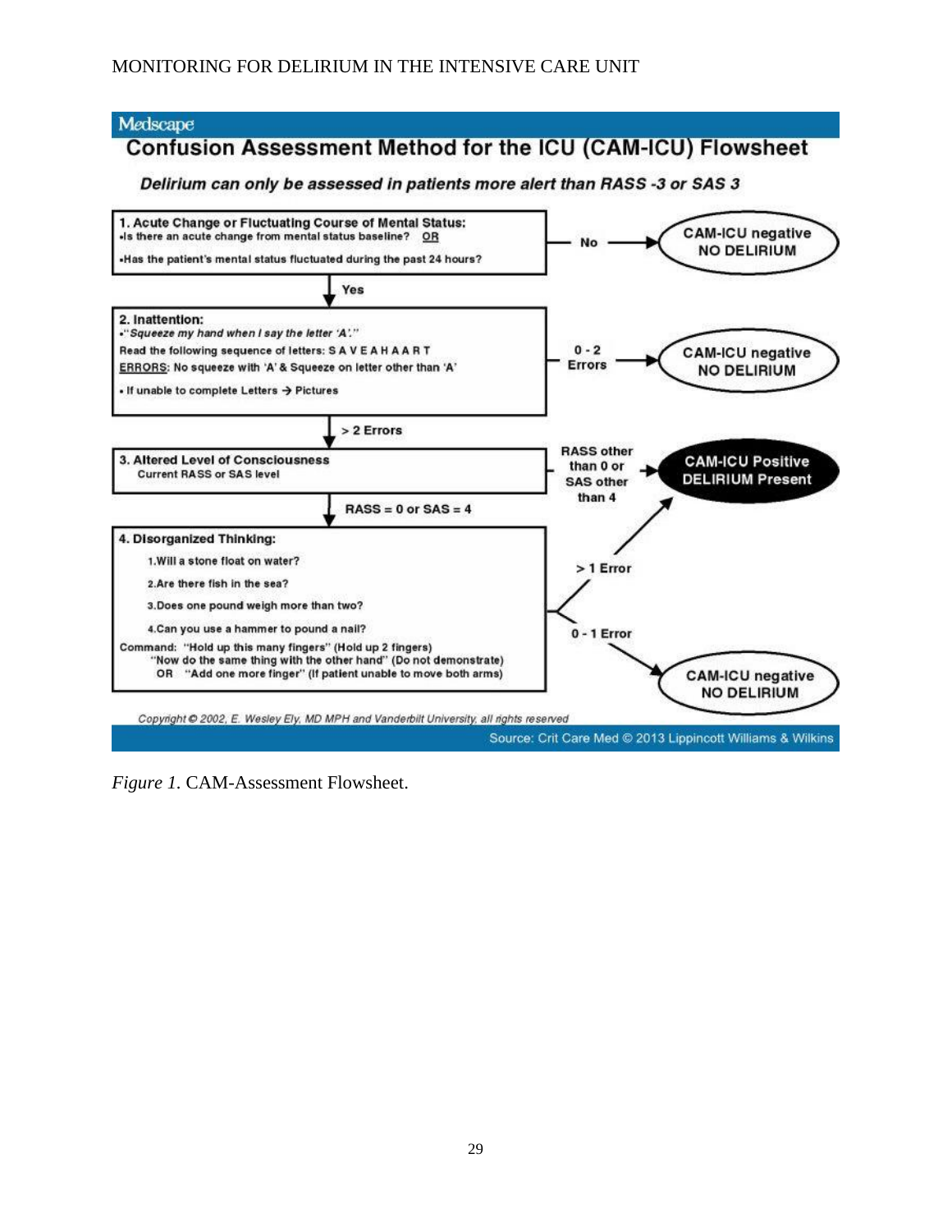Medscape

## Confusion Assessment Method for the ICU (CAM-ICU) Flowsheet

***Delirium can only be assessed in patients more alert than RASS -3 or SAS 3***

**1. Acute Change or Fluctuating Course of Mental Status:**
- Is there an acute change from mental status baseline? OR
- Has the patient's mental status fluctuated during the past 24 hours?

No → **CAM-ICU negative NO DELIRIUM**

Yes ↓

**2. Inattention:**
- *"Squeeze my hand when I say the letter 'A'."*

Read the following sequence of letters: S A V E A H A A R T

ERRORS: No squeeze with 'A' & Squeeze on letter other than 'A'

- If unable to complete Letters → Pictures

0 - 2 Errors → **CAM-ICU negative NO DELIRIUM**

> 2 Errors ↓

**3. Altered Level of Consciousness**

Current RASS or SAS level

RASS other than 0 or SAS other than 4 → **CAM-ICU Positive DELIRIUM Present**

RASS = 0 or SAS = 4 ↓

**4. Disorganized Thinking:**

1. Will a stone float on water?
2. Are there fish in the sea?
3. Does one pound weigh more than two?
4. Can you use a hammer to pound a nail?

Command: "Hold up this many fingers" (Hold up 2 fingers)
"Now do the same thing with the other hand" (Do not demonstrate)
OR "Add one more finger" (If patient unable to move both arms)

> 1 Error → **CAM-ICU Positive DELIRIUM Present**

0 - 1 Error → **CAM-ICU negative NO DELIRIUM**

*Copyright © 2002, E. Wesley Ely, MD MPH and Vanderbilt University, all rights reserved*

Source: Crit Care Med © 2013 Lippincott Williams & Wilkins

*Figure 1.* CAM-Assessment Flowsheet.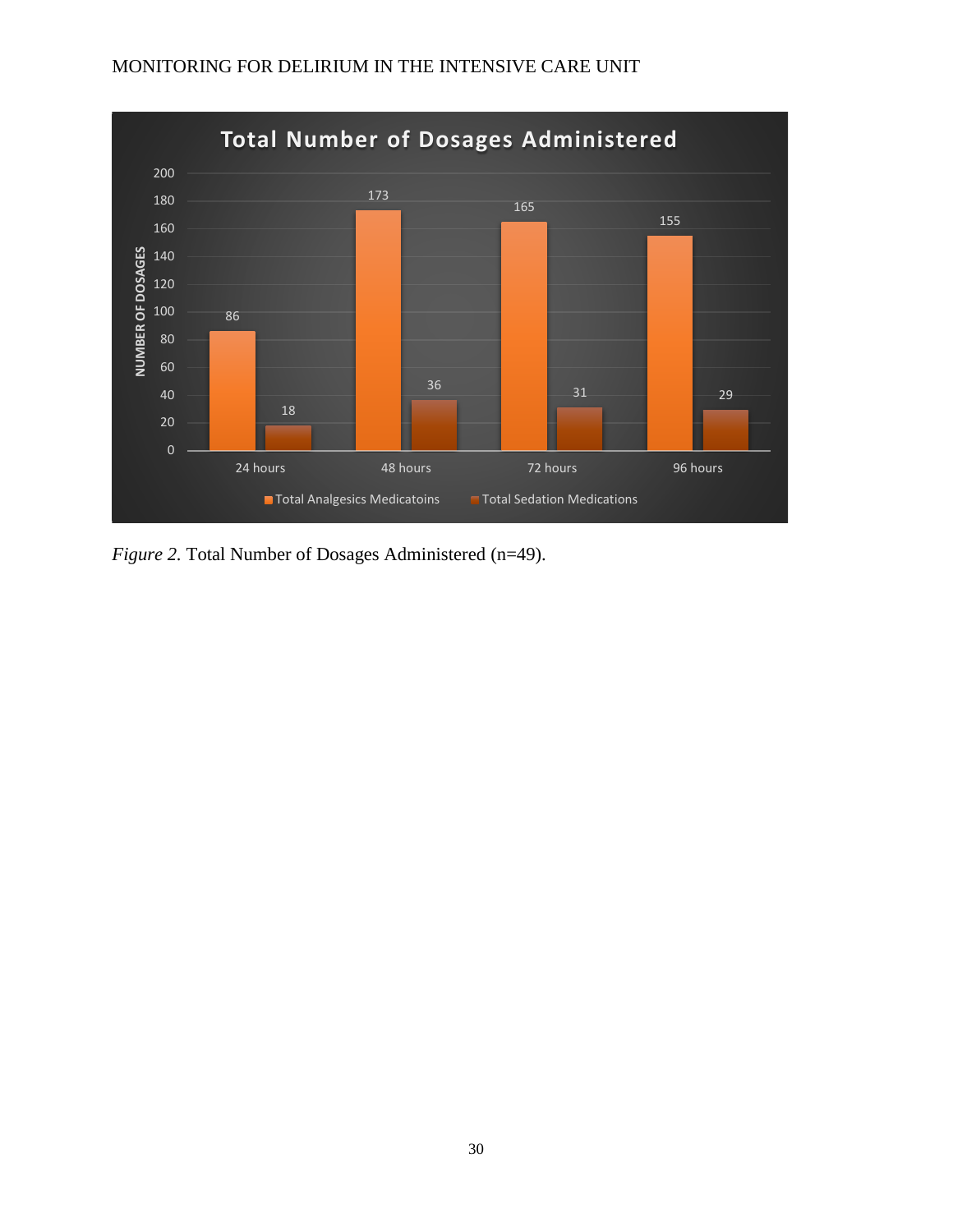**Total Number of Dosages Administered**

| | 24 hours | 48 hours | 72 hours | 96 hours |
|---|---|---|---|---|
| Total Analgesics Medicatoins | 86 | 173 | 165 | 155 |
| Total Sedation Medications | 18 | 36 | 31 | 29 |

*Figure 2.* Total Number of Dosages Administered (n=49).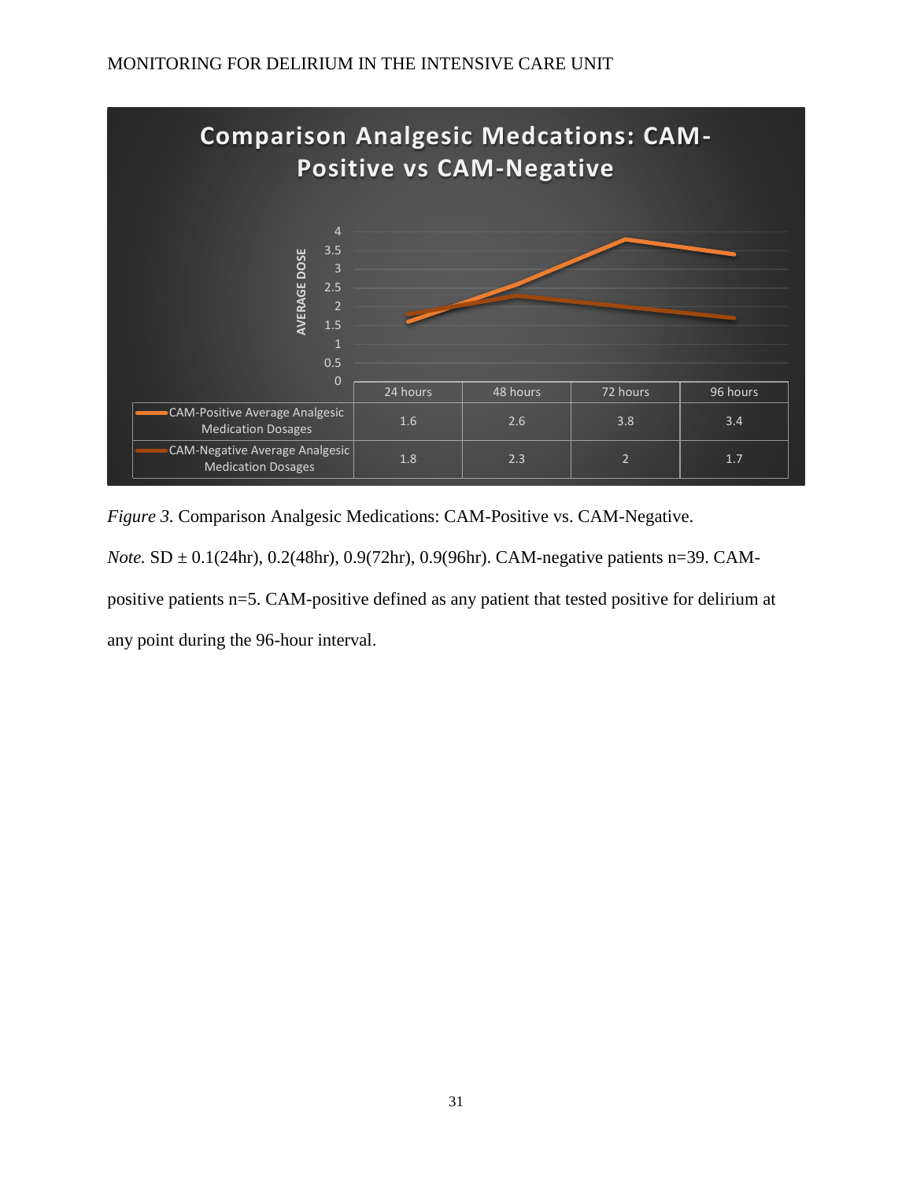**Comparison Analgesic Medcations: CAM-Positive vs CAM-Negative**

| | 24 hours | 48 hours | 72 hours | 96 hours |
|---|---|---|---|---|
| CAM-Positive Average Analgesic Medication Dosages | 1.6 | 2.6 | 3.8 | 3.4 |
| CAM-Negative Average Analgesic Medication Dosages | 1.8 | 2.3 | 2 | 1.7 |

*Figure 3.* Comparison Analgesic Medications: CAM-Positive vs. CAM-Negative.

*Note.* SD ± 0.1(24hr), 0.2(48hr), 0.9(72hr), 0.9(96hr). CAM-negative patients n=39. CAM-positive patients n=5. CAM-positive defined as any patient that tested positive for delirium at any point during the 96-hour interval.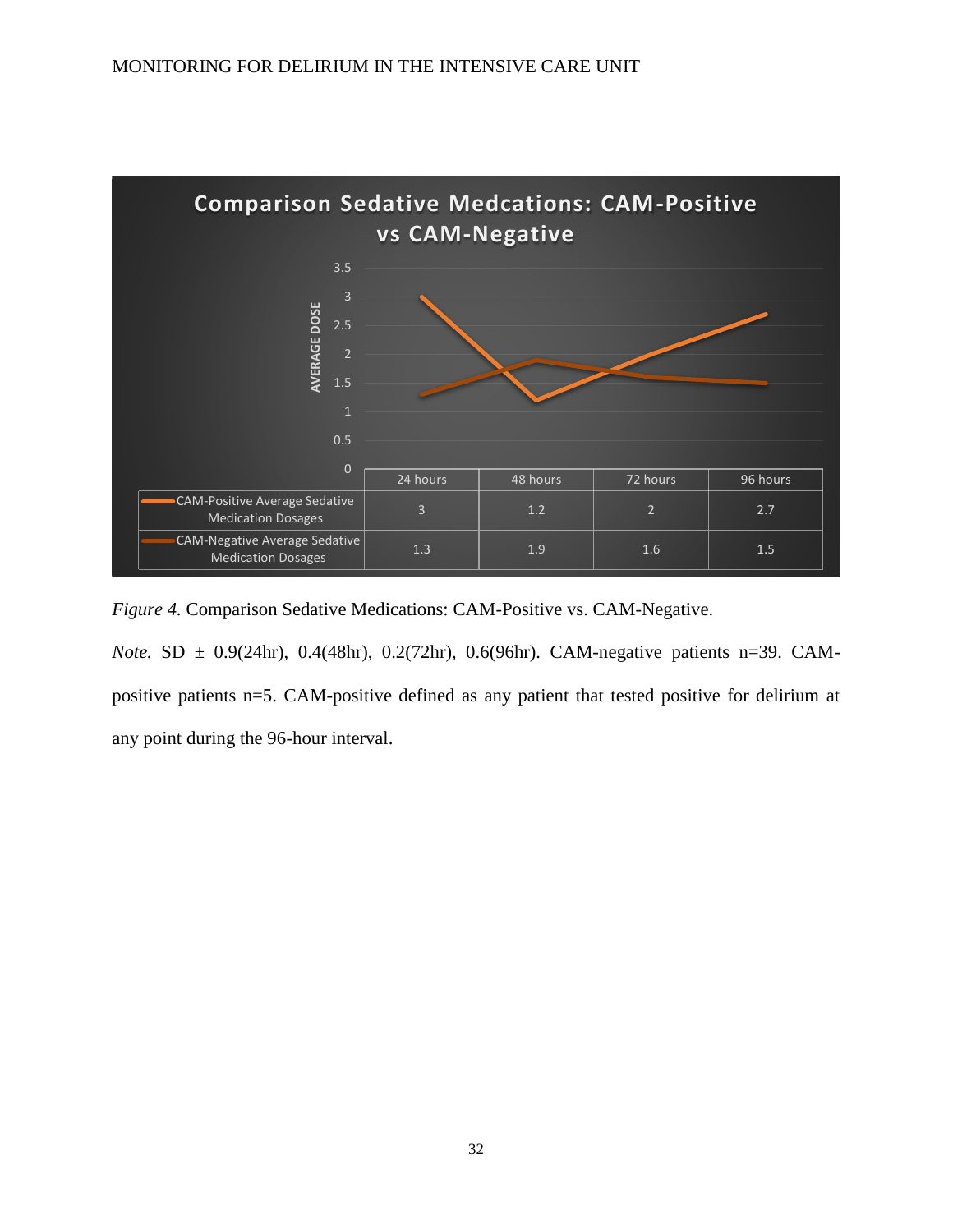Comparison Sedative Medcations: CAM-Positive vs CAM-Negative

AVERAGE DOSE

3.5
3
2.5
2
1.5
1
0.5
0

24 hours
48 hours
72 hours
96 hours

CAM-Positive Average Sedative Medication Dosages
3
1.2
2
2.7

CAM-Negative Average Sedative Medication Dosages
1.3
1.9
1.6
1.5

*Figure 4.* Comparison Sedative Medications: CAM-Positive vs. CAM-Negative.

*Note.* SD ± 0.9(24hr), 0.4(48hr), 0.2(72hr), 0.6(96hr). CAM-negative patients n=39. CAM-positive patients n=5. CAM-positive defined as any patient that tested positive for delirium at any point during the 96-hour interval.